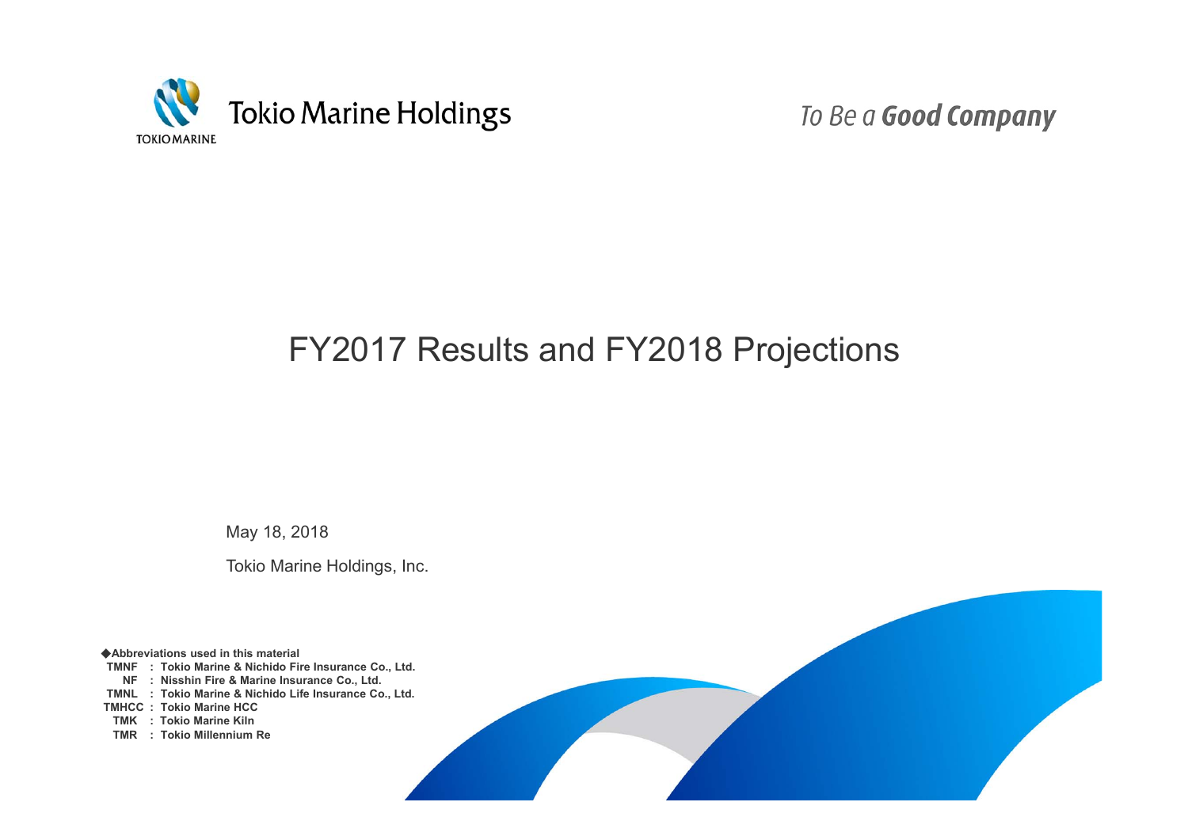Tokio Marine Holdings

*To Be a* ***Good Company***

# FY2017 Results and FY2018 Projections

May 18, 2018

Tokio Marine Holdings, Inc.

◆**Abbreviations used in this material**

**TMNF : Tokio Marine & Nichido Fire Insurance Co., Ltd.**
**NF : Nisshin Fire & Marine Insurance Co., Ltd.**
**TMNL : Tokio Marine & Nichido Life Insurance Co., Ltd.**
**TMHCC : Tokio Marine HCC**
**TMK : Tokio Marine Kiln**
**TMR : Tokio Millennium Re**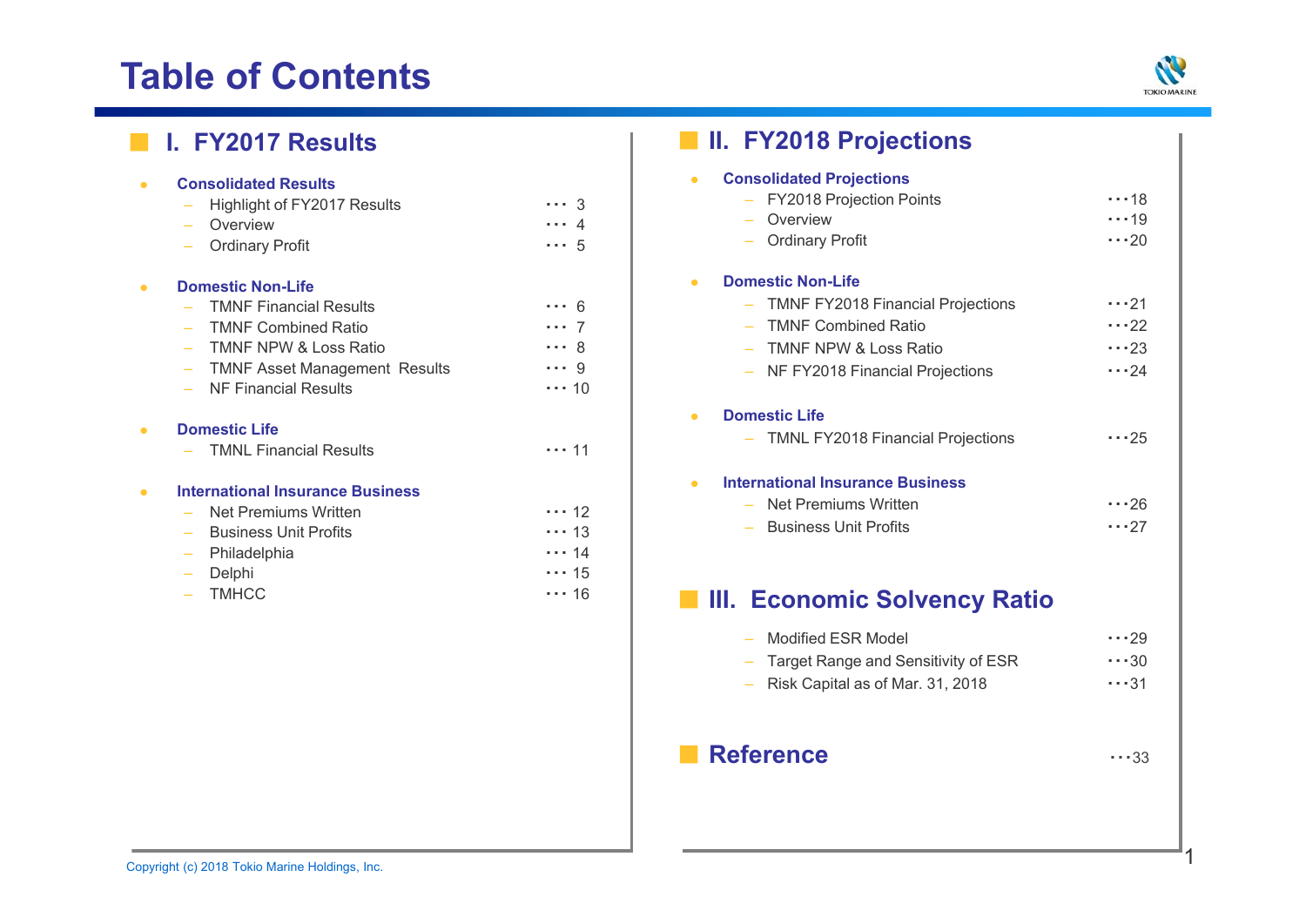# Table of Contents

## I. FY2017 Results

- **Consolidated Results**
  - Highlight of FY2017 Results ・・・ 3
  - Overview ・・・ 4
  - Ordinary Profit ・・・ 5

- **Domestic Non-Life**
  - TMNF Financial Results ・・・ 6
  - TMNF Combined Ratio ・・・ 7
  - TMNF NPW & Loss Ratio ・・・ 8
  - TMNF Asset Management Results ・・・ 9
  - NF Financial Results ・・・ 10

- **Domestic Life**
  - TMNL Financial Results ・・・ 11

- **International Insurance Business**
  - Net Premiums Written ・・・ 12
  - Business Unit Profits ・・・ 13
  - Philadelphia ・・・ 14
  - Delphi ・・・ 15
  - TMHCC ・・・ 16

## II. FY2018 Projections

- **Consolidated Projections**
  - FY2018 Projection Points ・・・18
  - Overview ・・・19
  - Ordinary Profit ・・・20

- **Domestic Non-Life**
  - TMNF FY2018 Financial Projections ・・・21
  - TMNF Combined Ratio ・・・22
  - TMNF NPW & Loss Ratio ・・・23
  - NF FY2018 Financial Projections ・・・24

- **Domestic Life**
  - TMNL FY2018 Financial Projections ・・・25

- **International Insurance Business**
  - Net Premiums Written ・・・26
  - Business Unit Profits ・・・27

## III. Economic Solvency Ratio

- Modified ESR Model ・・・29
- Target Range and Sensitivity of ESR ・・・30
- Risk Capital as of Mar. 31, 2018 ・・・31

## Reference ・・・33

Copyright (c) 2018 Tokio Marine Holdings, Inc.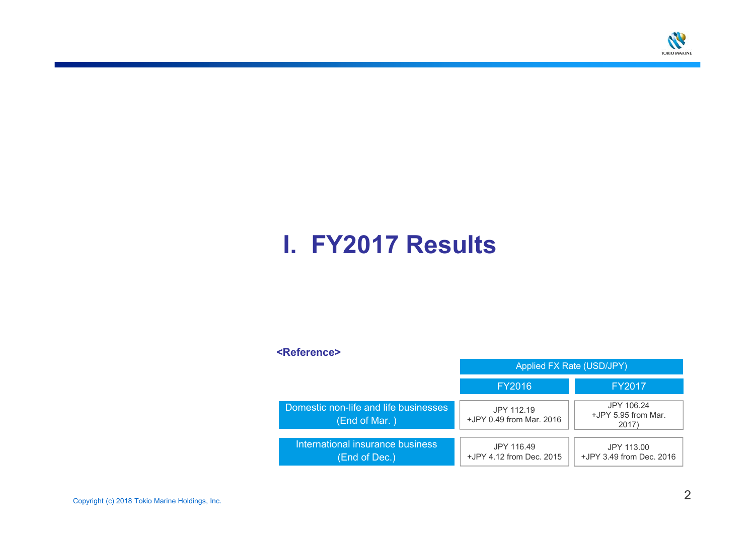# I. FY2017 Results

**<Reference>**

| | Applied FX Rate (USD/JPY) | |
|---|---|---|
| | FY2016 | FY2017 |
| Domestic non-life and life businesses (End of Mar. ) | JPY 112.19 +JPY 0.49 from Mar. 2016 | JPY 106.24 +JPY 5.95 from Mar. 2017) |
| International insurance business (End of Dec.) | JPY 116.49 +JPY 4.12 from Dec. 2015 | JPY 113.00 +JPY 3.49 from Dec. 2016 |

Copyright (c) 2018 Tokio Marine Holdings, Inc.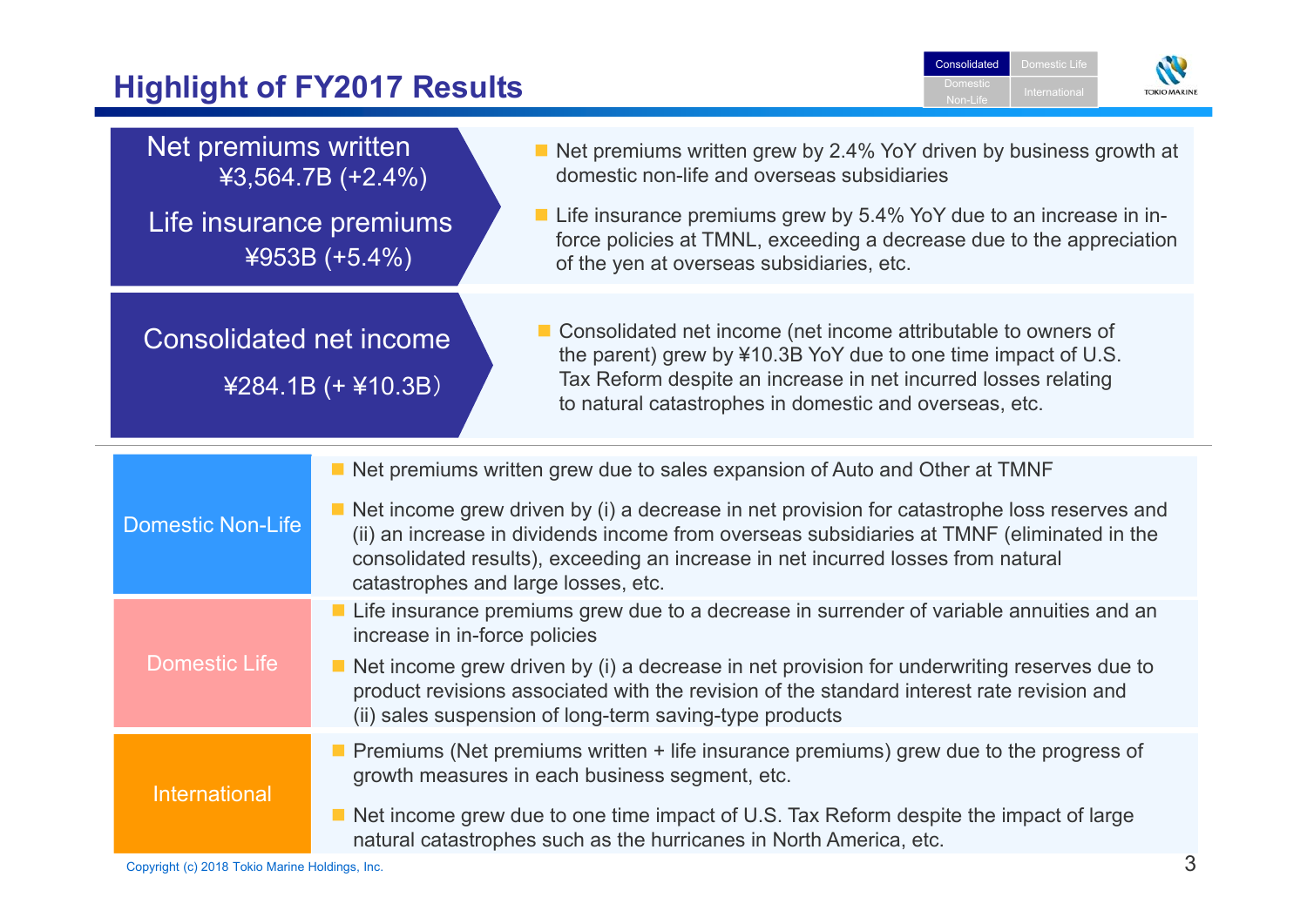# Highlight of FY2017 Results

**Net premiums written**
¥3,564.7B (+2.4%)

**Life insurance premiums**
¥953B (+5.4%)

- Net premiums written grew by 2.4% YoY driven by business growth at domestic non-life and overseas subsidiaries
- Life insurance premiums grew by 5.4% YoY due to an increase in in-force policies at TMNL, exceeding a decrease due to the appreciation of the yen at overseas subsidiaries, etc.

**Consolidated net income**
¥284.1B (+ ¥10.3B)

- Consolidated net income (net income attributable to owners of the parent) grew by ¥10.3B YoY due to one time impact of U.S. Tax Reform despite an increase in net incurred losses relating to natural catastrophes in domestic and overseas, etc.

| Segment | Highlights |
|---|---|
| Domestic Non-Life | - Net premiums written grew due to sales expansion of Auto and Other at TMNF<br>- Net income grew driven by (i) a decrease in net provision for catastrophe loss reserves and (ii) an increase in dividends income from overseas subsidiaries at TMNF (eliminated in the consolidated results), exceeding an increase in net incurred losses from natural catastrophes and large losses, etc. |
| Domestic Life | - Life insurance premiums grew due to a decrease in surrender of variable annuities and an increase in in-force policies<br>- Net income grew driven by (i) a decrease in net provision for underwriting reserves due to product revisions associated with the revision of the standard interest rate revision and (ii) sales suspension of long-term saving-type products |
| International | - Premiums (Net premiums written + life insurance premiums) grew due to the progress of growth measures in each business segment, etc.<br>- Net income grew due to one time impact of U.S. Tax Reform despite the impact of large natural catastrophes such as the hurricanes in North America, etc. |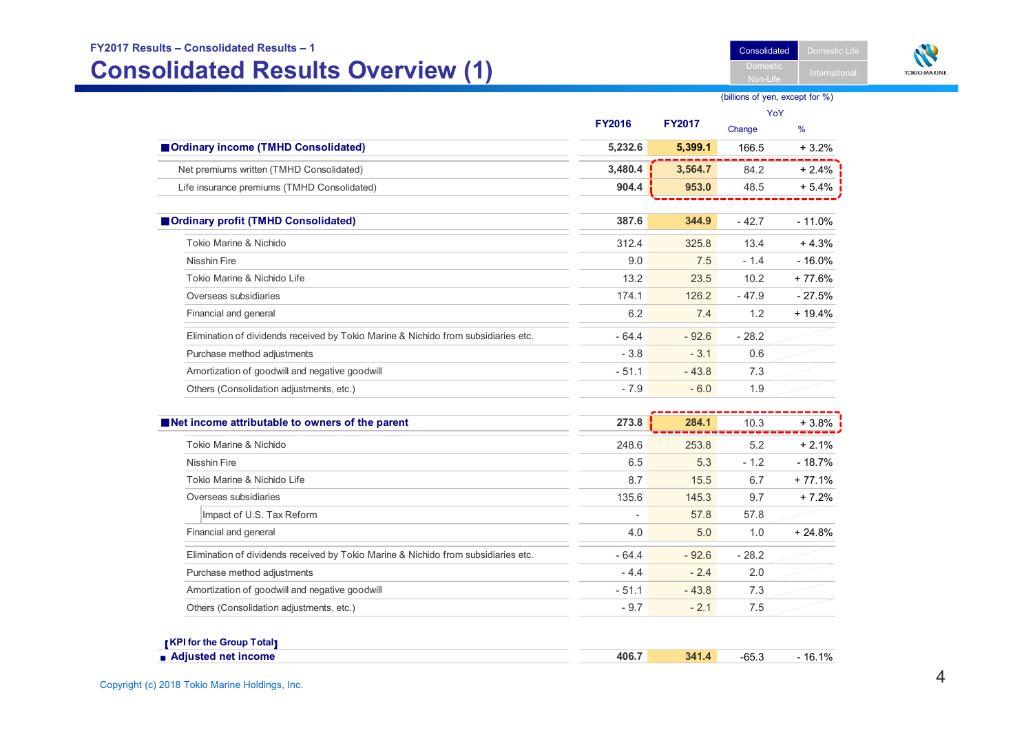FY2017 Results – Consolidated Results – 1

# Consolidated Results Overview (1)

(billions of yen, except for %)

| | FY2016 | FY2017 | YoY Change | YoY % |
|---|---|---|---|---|
| **■Ordinary income (TMHD Consolidated)** | 5,232.6 | 5,399.1 | 166.5 | + 3.2% |
| Net premiums written (TMHD Consolidated) | 3,480.4 | 3,564.7 | 84.2 | + 2.4% |
| Life insurance premiums (TMHD Consolidated) | 904.4 | 953.0 | 48.5 | + 5.4% |
| **■Ordinary profit (TMHD Consolidated)** | 387.6 | 344.9 | - 42.7 | - 11.0% |
| Tokio Marine & Nichido | 312.4 | 325.8 | 13.4 | + 4.3% |
| Nisshin Fire | 9.0 | 7.5 | - 1.4 | - 16.0% |
| Tokio Marine & Nichido Life | 13.2 | 23.5 | 10.2 | + 77.6% |
| Overseas subsidiaries | 174.1 | 126.2 | - 47.9 | - 27.5% |
| Financial and general | 6.2 | 7.4 | 1.2 | + 19.4% |
| Elimination of dividends received by Tokio Marine & Nichido from subsidiaries etc. | - 64.4 | - 92.6 | - 28.2 | |
| Purchase method adjustments | - 3.8 | - 3.1 | 0.6 | |
| Amortization of goodwill and negative goodwill | - 51.1 | - 43.8 | 7.3 | |
| Others (Consolidation adjustments, etc.) | - 7.9 | - 6.0 | 1.9 | |
| **■Net income attributable to owners of the parent** | 273.8 | 284.1 | 10.3 | + 3.8% |
| Tokio Marine & Nichido | 248.6 | 253.8 | 5.2 | + 2.1% |
| Nisshin Fire | 6.5 | 5.3 | - 1.2 | - 18.7% |
| Tokio Marine & Nichido Life | 8.7 | 15.5 | 6.7 | + 77.1% |
| Overseas subsidiaries | 135.6 | 145.3 | 9.7 | + 7.2% |
| Impact of U.S. Tax Reform | - | 57.8 | 57.8 | |
| Financial and general | 4.0 | 5.0 | 1.0 | + 24.8% |
| Elimination of dividends received by Tokio Marine & Nichido from subsidiaries etc. | - 64.4 | - 92.6 | - 28.2 | |
| Purchase method adjustments | - 4.4 | - 2.4 | 2.0 | |
| Amortization of goodwill and negative goodwill | - 51.1 | - 43.8 | 7.3 | |
| Others (Consolidation adjustments, etc.) | - 9.7 | - 2.1 | 7.5 | |
| **【KPI for the Group Total】** | | | | |
| **■ Adjusted net income** | 406.7 | 341.4 | -65.3 | - 16.1% |

Copyright (c) 2018 Tokio Marine Holdings, Inc.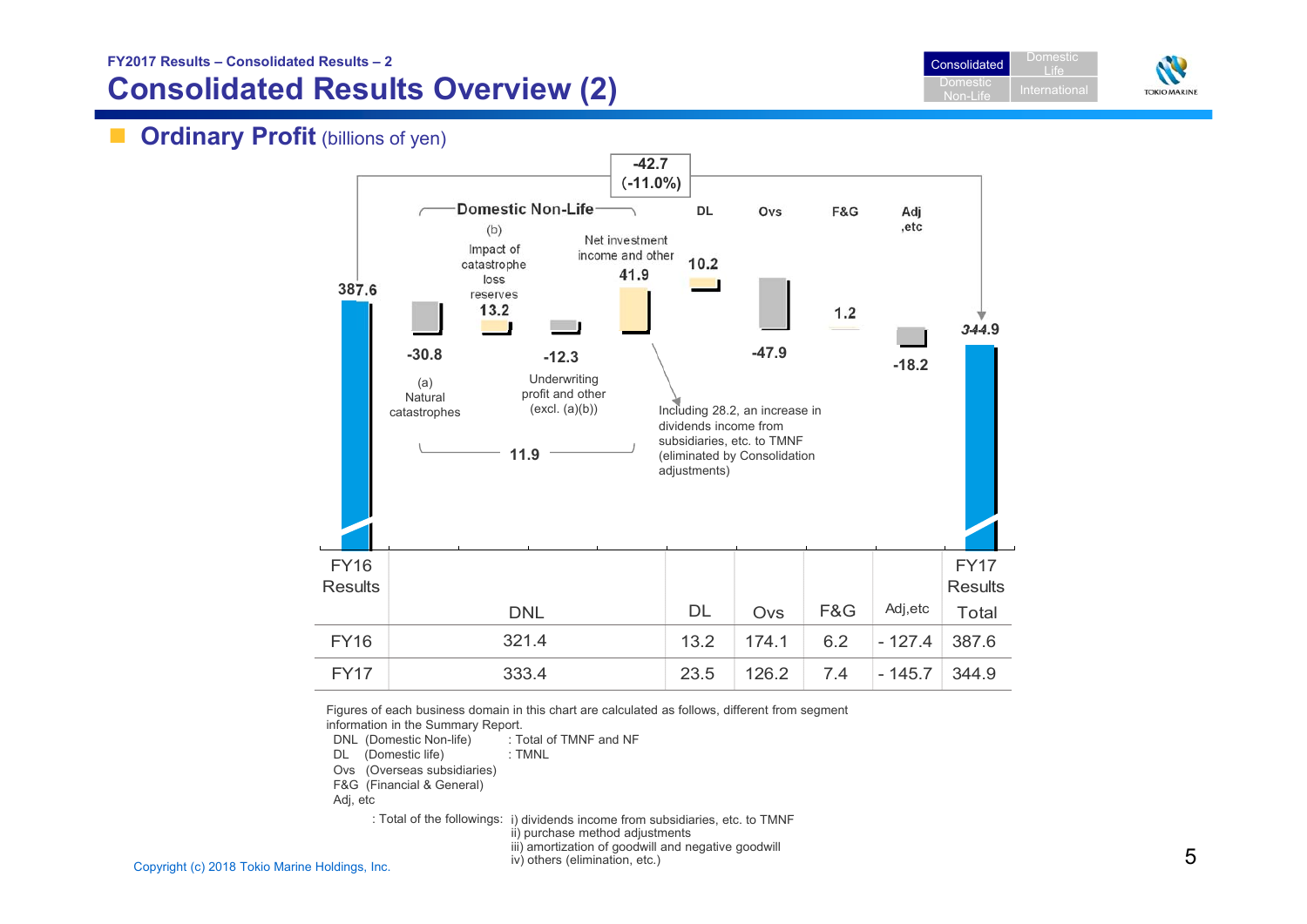# Consolidated Results Overview (2)

## Ordinary Profit (billions of yen)

-42.7
(-11.0%)

**Domestic Non-Life**

- FY16 Results: 387.6
- (a) Natural catastrophes: -30.8
- (b) Impact of catastrophe loss reserves: 13.2
- Underwriting profit and other (excl. (a)(b)): -12.3
- Net investment income and other: 41.9
- Domestic Non-Life subtotal: 11.9
- DL: 10.2
- Ovs: -47.9
- F&G: 1.2
- Adj, etc: -18.2
- FY17 Results: 344.9

Including 28.2, an increase in dividends income from subsidiaries, etc. to TMNF (eliminated by Consolidation adjustments)

| | DNL | DL | Ovs | F&G | Adj,etc | Total |
|---|---|---|---|---|---|---|
| FY16 | 321.4 | 13.2 | 174.1 | 6.2 | - 127.4 | 387.6 |
| FY17 | 333.4 | 23.5 | 126.2 | 7.4 | - 145.7 | 344.9 |

Figures of each business domain in this chart are calculated as follows, different from segment information in the Summary Report.

- DNL (Domestic Non-life) : Total of TMNF and NF
- DL (Domestic life) : TMNL
- Ovs (Overseas subsidiaries)
- F&G (Financial & General)
- Adj, etc
  : Total of the followings: i) dividends income from subsidiaries, etc. to TMNF
  ii) purchase method adjustments
  iii) amortization of goodwill and negative goodwill
  iv) others (elimination, etc.)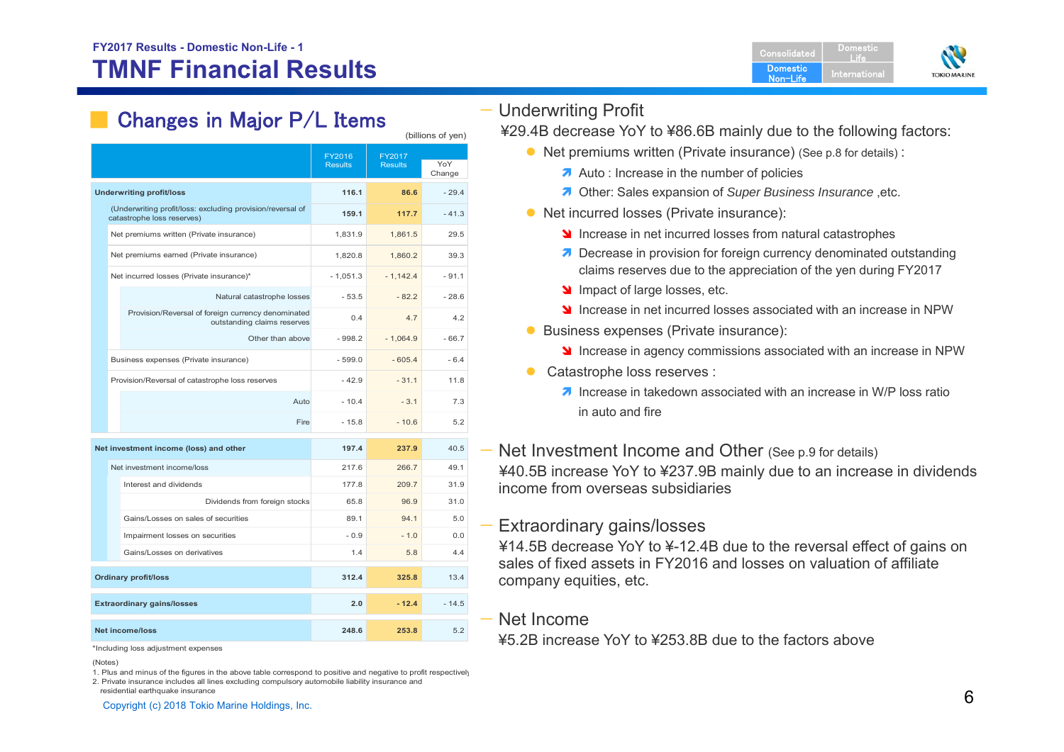FY2017 Results - Domestic Non-Life - 1

# TMNF Financial Results

## Changes in Major P/L Items

(billions of yen)

| | FY2016 Results | FY2017 Results | YoY Change |
|---|---|---|---|
| **Underwriting profit/loss** | **116.1** | **86.6** | - 29.4 |
| (Underwriting profit/loss: excluding provision/reversal of catastrophe loss reserves) | **159.1** | **117.7** | - 41.3 |
| Net premiums written (Private insurance) | 1,831.9 | 1,861.5 | 29.5 |
| Net premiums earned (Private insurance) | 1,820.8 | 1,860.2 | 39.3 |
| Net incurred losses (Private insurance)* | - 1,051.3 | - 1,142.4 | - 91.1 |
| Natural catastrophe losses | - 53.5 | - 82.2 | - 28.6 |
| Provision/Reversal of foreign currency denominated outstanding claims reserves | 0.4 | 4.7 | 4.2 |
| Other than above | - 998.2 | - 1,064.9 | - 66.7 |
| Business expenses (Private insurance) | - 599.0 | - 605.4 | - 6.4 |
| Provision/Reversal of catastrophe loss reserves | - 42.9 | - 31.1 | 11.8 |
| Auto | - 10.4 | - 3.1 | 7.3 |
| Fire | - 15.8 | - 10.6 | 5.2 |
| **Net investment income (loss) and other** | **197.4** | **237.9** | 40.5 |
| Net investment income/loss | 217.6 | 266.7 | 49.1 |
| Interest and dividends | 177.8 | 209.7 | 31.9 |
| Dividends from foreign stocks | 65.8 | 96.9 | 31.0 |
| Gains/Losses on sales of securities | 89.1 | 94.1 | 5.0 |
| Impairment losses on securities | - 0.9 | - 1.0 | 0.0 |
| Gains/Losses on derivatives | 1.4 | 5.8 | 4.4 |
| **Ordinary profit/loss** | **312.4** | **325.8** | 13.4 |
| **Extraordinary gains/losses** | **2.0** | **- 12.4** | - 14.5 |
| **Net income/loss** | **248.6** | **253.8** | 5.2 |

*Including loss adjustment expenses

(Notes)
1. Plus and minus of the figures in the above table correspond to positive and negative to profit respectively
2. Private insurance includes all lines excluding compulsory automobile liability insurance and residential earthquake insurance

### Underwriting Profit

¥29.4B decrease YoY to ¥86.6B mainly due to the following factors:

- Net premiums written (Private insurance) (See p.8 for details) :
  - ↗ Auto : Increase in the number of policies
  - ↗ Other: Sales expansion of *Super Business Insurance* ,etc.
- Net incurred losses (Private insurance):
  - ↘ Increase in net incurred losses from natural catastrophes
  - ↗ Decrease in provision for foreign currency denominated outstanding claims reserves due to the appreciation of the yen during FY2017
  - ↘ Impact of large losses, etc.
  - ↘ Increase in net incurred losses associated with an increase in NPW
- Business expenses (Private insurance):
  - ↘ Increase in agency commissions associated with an increase in NPW
- Catastrophe loss reserves :
  - ↗ Increase in takedown associated with an increase in W/P loss ratio in auto and fire

### Net Investment Income and Other (See p.9 for details)

¥40.5B increase YoY to ¥237.9B mainly due to an increase in dividends income from overseas subsidiaries

### Extraordinary gains/losses

¥14.5B decrease YoY to ¥-12.4B due to the reversal effect of gains on sales of fixed assets in FY2016 and losses on valuation of affiliate company equities, etc.

### Net Income

¥5.2B increase YoY to ¥253.8B due to the factors above

Copyright (c) 2018 Tokio Marine Holdings, Inc.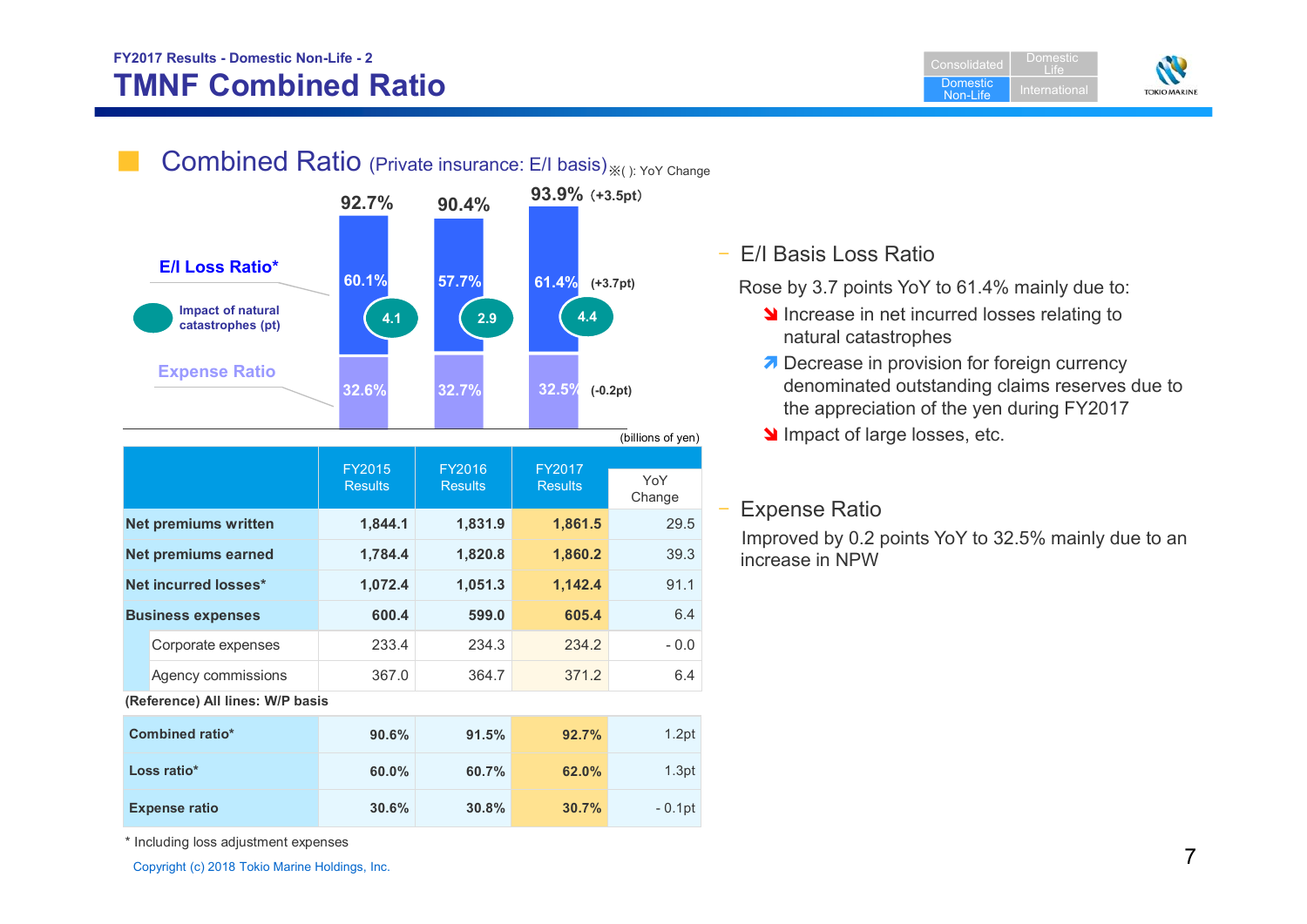FY2017 Results - Domestic Non-Life - 2

# TMNF Combined Ratio

## Combined Ratio (Private insurance: E/I basis) ※( ): YoY Change

| | FY2015 | FY2016 | FY2017 |
|---|---|---|---|
| Combined Ratio | 92.7% | 90.4% | 93.9% (+3.5pt) |
| E/I Loss Ratio* | 60.1% | 57.7% | 61.4% (+3.7pt) |
| Impact of natural catastrophes (pt) | 4.1 | 2.9 | 4.4 |
| Expense Ratio | 32.6% | 32.7% | 32.5% (-0.2pt) |

(billions of yen)

| | FY2015 Results | FY2016 Results | FY2017 Results | YoY Change |
|---|---|---|---|---|
| **Net premiums written** | 1,844.1 | 1,831.9 | 1,861.5 | 29.5 |
| **Net premiums earned** | 1,784.4 | 1,820.8 | 1,860.2 | 39.3 |
| **Net incurred losses*** | 1,072.4 | 1,051.3 | 1,142.4 | 91.1 |
| **Business expenses** | 600.4 | 599.0 | 605.4 | 6.4 |
| Corporate expenses | 233.4 | 234.3 | 234.2 | - 0.0 |
| Agency commissions | 367.0 | 364.7 | 371.2 | 6.4 |

**(Reference) All lines: W/P basis**

| | FY2015 Results | FY2016 Results | FY2017 Results | YoY Change |
|---|---|---|---|---|
| **Combined ratio*** | 90.6% | 91.5% | 92.7% | 1.2pt |
| **Loss ratio*** | 60.0% | 60.7% | 62.0% | 1.3pt |
| **Expense ratio** | 30.6% | 30.8% | 30.7% | - 0.1pt |

\* Including loss adjustment expenses

- E/I Basis Loss Ratio

  Rose by 3.7 points YoY to 61.4% mainly due to:
  - ↘ Increase in net incurred losses relating to natural catastrophes
  - ↗ Decrease in provision for foreign currency denominated outstanding claims reserves due to the appreciation of the yen during FY2017
  - ↘ Impact of large losses, etc.

- Expense Ratio

  Improved by 0.2 points YoY to 32.5% mainly due to an increase in NPW

Copyright (c) 2018 Tokio Marine Holdings, Inc.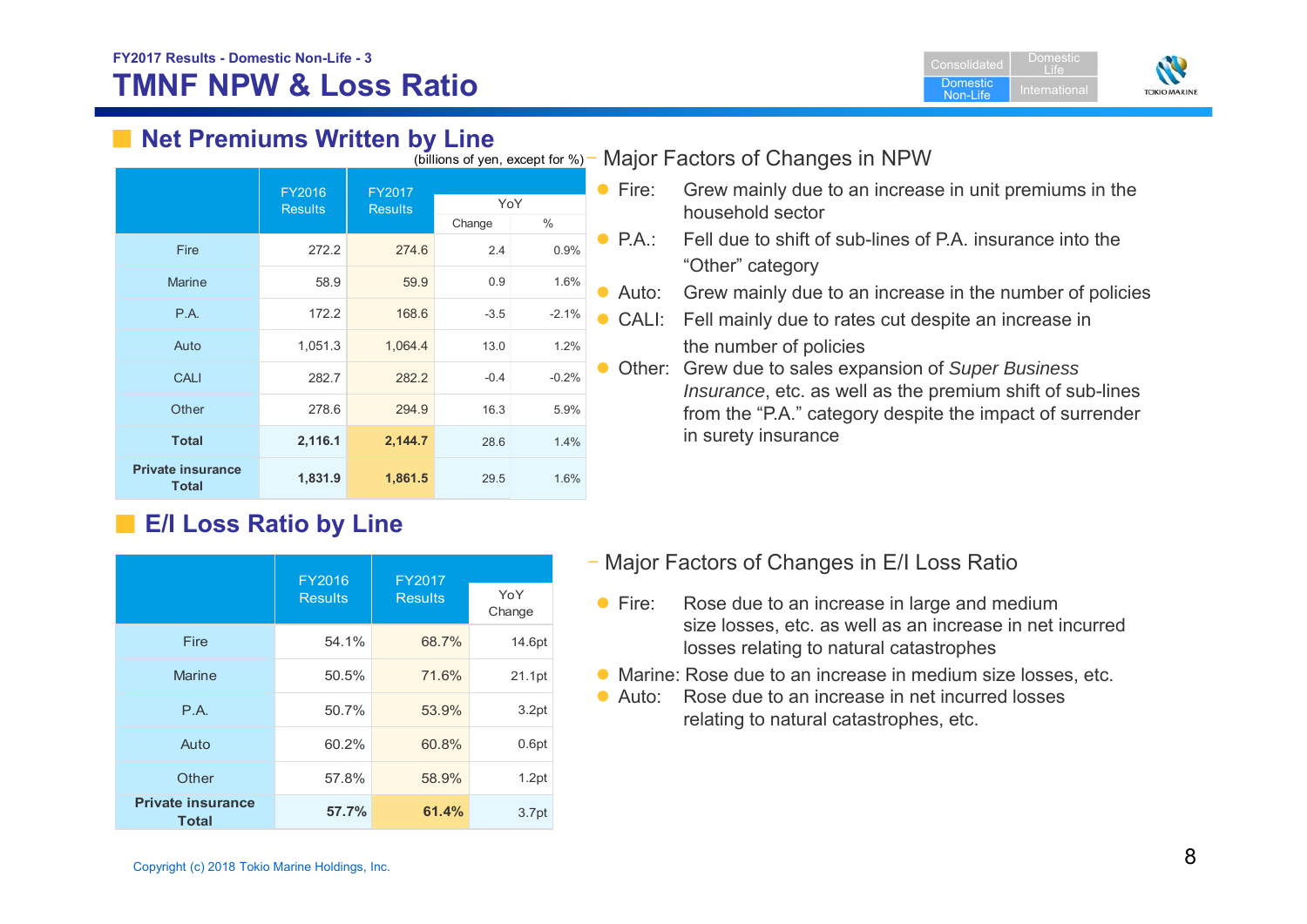FY2017 Results - Domestic Non-Life - 3

# TMNF NPW & Loss Ratio

## Net Premiums Written by Line

(billions of yen, except for %)

| | FY2016 Results | FY2017 Results | YoY | |
|---|---|---|---|---|
| | | | Change | % |
| Fire | 272.2 | 274.6 | 2.4 | 0.9% |
| Marine | 58.9 | 59.9 | 0.9 | 1.6% |
| P.A. | 172.2 | 168.6 | -3.5 | -2.1% |
| Auto | 1,051.3 | 1,064.4 | 13.0 | 1.2% |
| CALI | 282.7 | 282.2 | -0.4 | -0.2% |
| Other | 278.6 | 294.9 | 16.3 | 5.9% |
| **Total** | **2,116.1** | **2,144.7** | 28.6 | 1.4% |
| **Private insurance Total** | **1,831.9** | **1,861.5** | 29.5 | 1.6% |

### Major Factors of Changes in NPW

- Fire: Grew mainly due to an increase in unit premiums in the household sector
- P.A.: Fell due to shift of sub-lines of P.A. insurance into the "Other" category
- Auto: Grew mainly due to an increase in the number of policies
- CALI: Fell mainly due to rates cut despite an increase in the number of policies
- Other: Grew due to sales expansion of *Super Business Insurance*, etc. as well as the premium shift of sub-lines from the "P.A." category despite the impact of surrender in surety insurance

## E/I Loss Ratio by Line

| | FY2016 Results | FY2017 Results | YoY Change |
|---|---|---|---|
| Fire | 54.1% | 68.7% | 14.6pt |
| Marine | 50.5% | 71.6% | 21.1pt |
| P.A. | 50.7% | 53.9% | 3.2pt |
| Auto | 60.2% | 60.8% | 0.6pt |
| Other | 57.8% | 58.9% | 1.2pt |
| **Private insurance Total** | **57.7%** | **61.4%** | 3.7pt |

### Major Factors of Changes in E/I Loss Ratio

- Fire: Rose due to an increase in large and medium size losses, etc. as well as an increase in net incurred losses relating to natural catastrophes
- Marine: Rose due to an increase in medium size losses, etc.
- Auto: Rose due to an increase in net incurred losses relating to natural catastrophes, etc.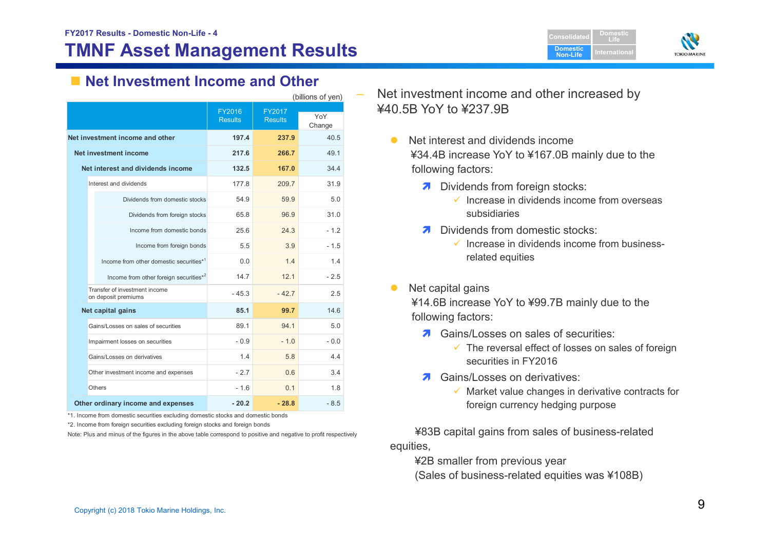FY2017 Results - Domestic Non-Life - 4

# TMNF Asset Management Results

## Net Investment Income and Other

(billions of yen)

| | FY2016 Results | FY2017 Results | YoY Change |
|---|---|---|---|
| **Net investment income and other** | **197.4** | **237.9** | 40.5 |
| **Net investment income** | **217.6** | **266.7** | 49.1 |
| **Net interest and dividends income** | **132.5** | **167.0** | 34.4 |
| Interest and dividends | 177.8 | 209.7 | 31.9 |
| Dividends from domestic stocks | 54.9 | 59.9 | 5.0 |
| Dividends from foreign stocks | 65.8 | 96.9 | 31.0 |
| Income from domestic bonds | 25.6 | 24.3 | - 1.2 |
| Income from foreign bonds | 5.5 | 3.9 | - 1.5 |
| Income from other domestic securities*1 | 0.0 | 1.4 | 1.4 |
| Income from other foreign securities*2 | 14.7 | 12.1 | - 2.5 |
| Transfer of investment income on deposit premiums | - 45.3 | - 42.7 | 2.5 |
| **Net capital gains** | **85.1** | **99.7** | 14.6 |
| Gains/Losses on sales of securities | 89.1 | 94.1 | 5.0 |
| Impairment losses on securities | - 0.9 | - 1.0 | - 0.0 |
| Gains/Losses on derivatives | 1.4 | 5.8 | 4.4 |
| Other investment income and expenses | - 2.7 | 0.6 | 3.4 |
| Others | - 1.6 | 0.1 | 1.8 |
| **Other ordinary income and expenses** | **- 20.2** | **- 28.8** | - 8.5 |

*1. Income from domestic securities excluding domestic stocks and domestic bonds

*2. Income from foreign securities excluding foreign stocks and foreign bonds

Note: Plus and minus of the figures in the above table correspond to positive and negative to profit respectively

- Net investment income and other increased by ¥40.5B YoY to ¥237.9B

  - Net interest and dividends income
    ¥34.4B increase YoY to ¥167.0B mainly due to the following factors:
    - Dividends from foreign stocks:
      - Increase in dividends income from overseas subsidiaries
    - Dividends from domestic stocks:
      - Increase in dividends income from business-related equities

  - Net capital gains
    ¥14.6B increase YoY to ¥99.7B mainly due to the following factors:
    - Gains/Losses on sales of securities:
      - The reversal effect of losses on sales of foreign securities in FY2016
    - Gains/Losses on derivatives:
      - Market value changes in derivative contracts for foreign currency hedging purpose

  ¥83B capital gains from sales of business-related equities,
  ¥2B smaller from previous year
  (Sales of business-related equities was ¥108B)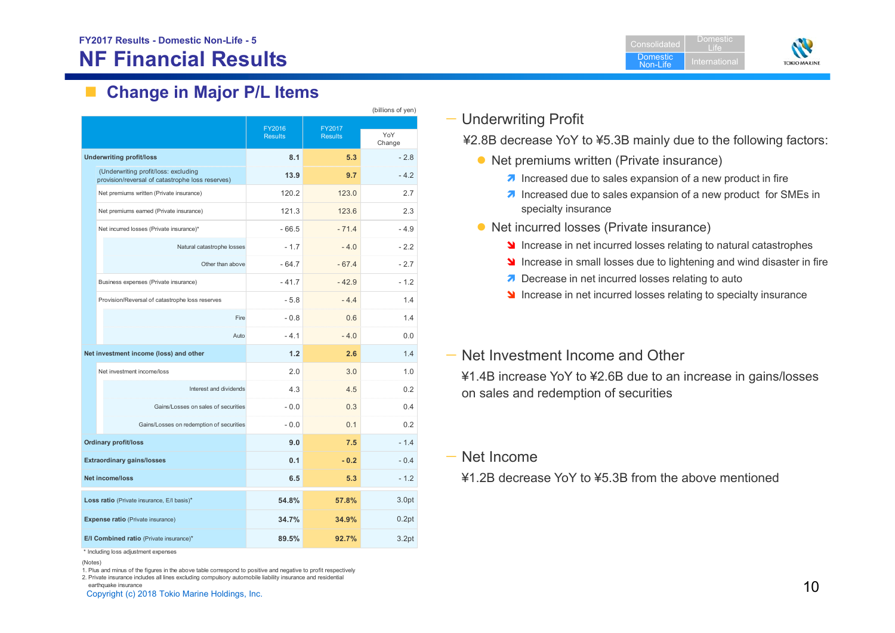FY2017 Results - Domestic Non-Life - 5

# NF Financial Results

## Change in Major P/L Items

(billions of yen)

| | FY2016 Results | FY2017 Results | YoY Change |
|---|---|---|---|
| **Underwriting profit/loss** | **8.1** | **5.3** | - 2.8 |
| (Underwriting profit/loss: excluding provision/reversal of catastrophe loss reserves) | **13.9** | **9.7** | - 4.2 |
| Net premiums written (Private insurance) | 120.2 | 123.0 | 2.7 |
| Net premiums earned (Private insurance) | 121.3 | 123.6 | 2.3 |
| Net incurred losses (Private insurance)* | - 66.5 | - 71.4 | - 4.9 |
| Natural catastrophe losses | - 1.7 | - 4.0 | - 2.2 |
| Other than above | - 64.7 | - 67.4 | - 2.7 |
| Business expenses (Private insurance) | - 41.7 | - 42.9 | - 1.2 |
| Provision/Reversal of catastrophe loss reserves | - 5.8 | - 4.4 | 1.4 |
| Fire | - 0.8 | 0.6 | 1.4 |
| Auto | - 4.1 | - 4.0 | 0.0 |
| **Net investment income (loss) and other** | **1.2** | **2.6** | 1.4 |
| Net investment income/loss | 2.0 | 3.0 | 1.0 |
| Interest and dividends | 4.3 | 4.5 | 0.2 |
| Gains/Losses on sales of securities | - 0.0 | 0.3 | 0.4 |
| Gains/Losses on redemption of securities | - 0.0 | 0.1 | 0.2 |
| **Ordinary profit/loss** | **9.0** | **7.5** | - 1.4 |
| **Extraordinary gains/losses** | **0.1** | **- 0.2** | - 0.4 |
| **Net income/loss** | **6.5** | **5.3** | - 1.2 |
| **Loss ratio** (Private insurance, E/I basis)* | **54.8%** | **57.8%** | 3.0pt |
| **Expense ratio** (Private insurance) | **34.7%** | **34.9%** | 0.2pt |
| **E/I Combined ratio** (Private insurance)* | **89.5%** | **92.7%** | 3.2pt |

\* Including loss adjustment expenses

(Notes)
1. Plus and minus of the figures in the above table correspond to positive and negative to profit respectively
2. Private insurance includes all lines excluding compulsory automobile liability insurance and residential earthquake insurance

### Underwriting Profit

¥2.8B decrease YoY to ¥5.3B mainly due to the following factors:

- Net premiums written (Private insurance)
  - ↗ Increased due to sales expansion of a new product in fire
  - ↗ Increased due to sales expansion of a new product for SMEs in specialty insurance
- Net incurred losses (Private insurance)
  - ↘ Increase in net incurred losses relating to natural catastrophes
  - ↘ Increase in small losses due to lightening and wind disaster in fire
  - ↗ Decrease in net incurred losses relating to auto
  - ↘ Increase in net incurred losses relating to specialty insurance

### Net Investment Income and Other

¥1.4B increase YoY to ¥2.6B due to an increase in gains/losses on sales and redemption of securities

### Net Income

¥1.2B decrease YoY to ¥5.3B from the above mentioned

Copyright (c) 2018 Tokio Marine Holdings, Inc.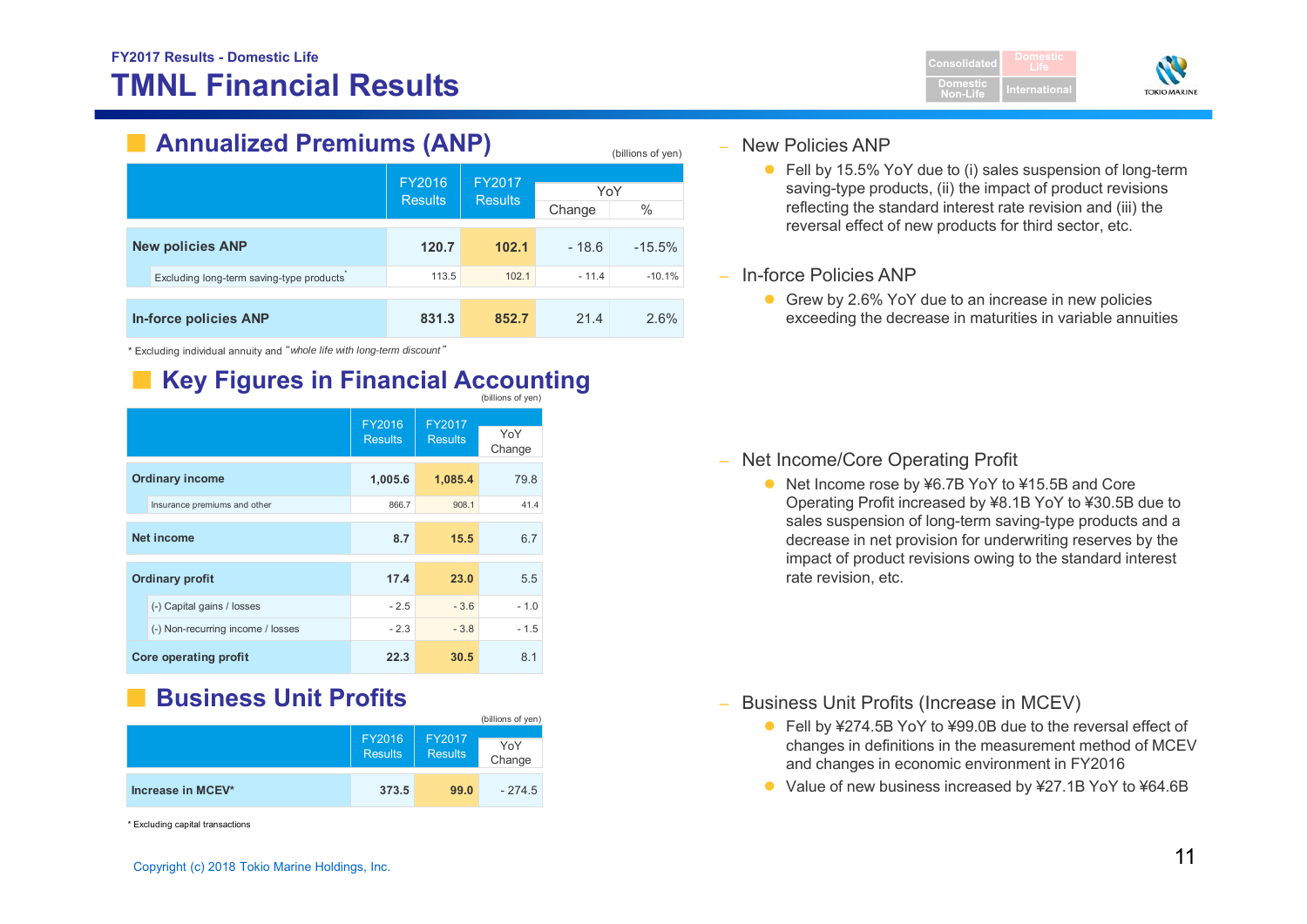FY2017 Results - Domestic Life

# TMNL Financial Results

## Annualized Premiums (ANP)

(billions of yen)

| | FY2016 Results | FY2017 Results | YoY Change | YoY % |
|---|---|---|---|---|
| **New policies ANP** | **120.7** | **102.1** | - 18.6 | -15.5% |
| Excluding long-term saving-type products* | 113.5 | 102.1 | - 11.4 | -10.1% |
| **In-force policies ANP** | **831.3** | **852.7** | 21.4 | 2.6% |

\* Excluding individual annuity and "*whole life with long-term discount*"

## Key Figures in Financial Accounting

(billions of yen)

| | FY2016 Results | FY2017 Results | YoY Change |
|---|---|---|---|
| **Ordinary income** | **1,005.6** | **1,085.4** | 79.8 |
| Insurance premiums and other | 866.7 | 908.1 | 41.4 |
| **Net income** | **8.7** | **15.5** | 6.7 |
| **Ordinary profit** | **17.4** | **23.0** | 5.5 |
| (-) Capital gains / losses | - 2.5 | - 3.6 | - 1.0 |
| (-) Non-recurring income / losses | - 2.3 | - 3.8 | - 1.5 |
| **Core operating profit** | **22.3** | **30.5** | 8.1 |

## Business Unit Profits

(billions of yen)

| | FY2016 Results | FY2017 Results | YoY Change |
|---|---|---|---|
| **Increase in MCEV*** | **373.5** | **99.0** | - 274.5 |

\* Excluding capital transactions

– New Policies ANP

- Fell by 15.5% YoY due to (i) sales suspension of long-term saving-type products, (ii) the impact of product revisions reflecting the standard interest rate revision and (iii) the reversal effect of new products for third sector, etc.

– In-force Policies ANP

- Grew by 2.6% YoY due to an increase in new policies exceeding the decrease in maturities in variable annuities

– Net Income/Core Operating Profit

- Net Income rose by ¥6.7B YoY to ¥15.5B and Core Operating Profit increased by ¥8.1B YoY to ¥30.5B due to sales suspension of long-term saving-type products and a decrease in net provision for underwriting reserves by the impact of product revisions owing to the standard interest rate revision, etc.

– Business Unit Profits (Increase in MCEV)

- Fell by ¥274.5B YoY to ¥99.0B due to the reversal effect of changes in definitions in the measurement method of MCEV and changes in economic environment in FY2016
- Value of new business increased by ¥27.1B YoY to ¥64.6B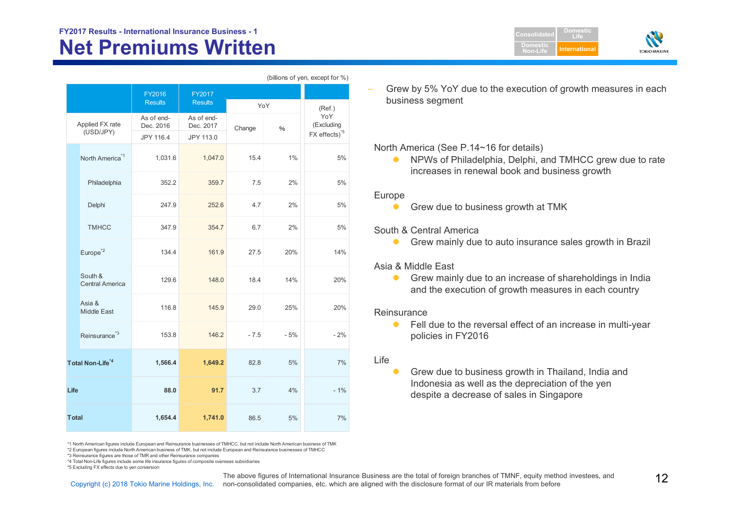FY2017 Results - International Insurance Business - 1

# Net Premiums Written

(billions of yen, except for %)

| | FY2016 Results | FY2017 Results | YoY | | (Ref.) YoY (Excluding FX effects)[*5] |
|---|---|---|---|---|---|
| Applied FX rate (USD/JPY) | As of end-Dec. 2016 JPY 116.4 | As of end-Dec. 2017 JPY 113.0 | Change | % | |
| North America[*1] | 1,031.6 | 1,047.0 | 15.4 | 1% | 5% |
| Philadelphia | 352.2 | 359.7 | 7.5 | 2% | 5% |
| Delphi | 247.9 | 252.6 | 4.7 | 2% | 5% |
| TMHCC | 347.9 | 354.7 | 6.7 | 2% | 5% |
| Europe[*2] | 134.4 | 161.9 | 27.5 | 20% | 14% |
| South & Central America | 129.6 | 148.0 | 18.4 | 14% | 20% |
| Asia & Middle East | 116.8 | 145.9 | 29.0 | 25% | 20% |
| Reinsurance[*3] | 153.8 | 146.2 | - 7.5 | - 5% | - 2% |
| **Total Non-Life[*4]** | **1,566.4** | **1,649.2** | 82.8 | 5% | 7% |
| **Life** | **88.0** | **91.7** | 3.7 | 4% | - 1% |
| **Total** | **1,654.4** | **1,741.0** | 86.5 | 5% | 7% |

*1 North American figures include European and Reinsurance businesses of TMHCC, but not include North American business of TMK
*2 European figures include North American business of TMK, but not include European and Reinsurance businesses of TMHCC
*3 Reinsurance figures are those of TMR and other Reinsurance companies
*4 Total Non-Life figures include some life insurance figures of composite overseas subsidiaries
*5 Excluding FX effects due to yen conversion

– Grew by 5% YoY due to the execution of growth measures in each business segment

North America (See P.14~16 for details)
- NPWs of Philadelphia, Delphi, and TMHCC grew due to rate increases in renewal book and business growth

Europe
- Grew due to business growth at TMK

South & Central America
- Grew mainly due to auto insurance sales growth in Brazil

Asia & Middle East
- Grew mainly due to an increase of shareholdings in India and the execution of growth measures in each country

Reinsurance
- Fell due to the reversal effect of an increase in multi-year policies in FY2016

Life
- Grew due to business growth in Thailand, India and Indonesia as well as the depreciation of the yen despite a decrease of sales in Singapore

The above figures of International Insurance Business are the total of foreign branches of TMNF, equity method investees, and non-consolidated companies, etc. which are aligned with the disclosure format of our IR materials from before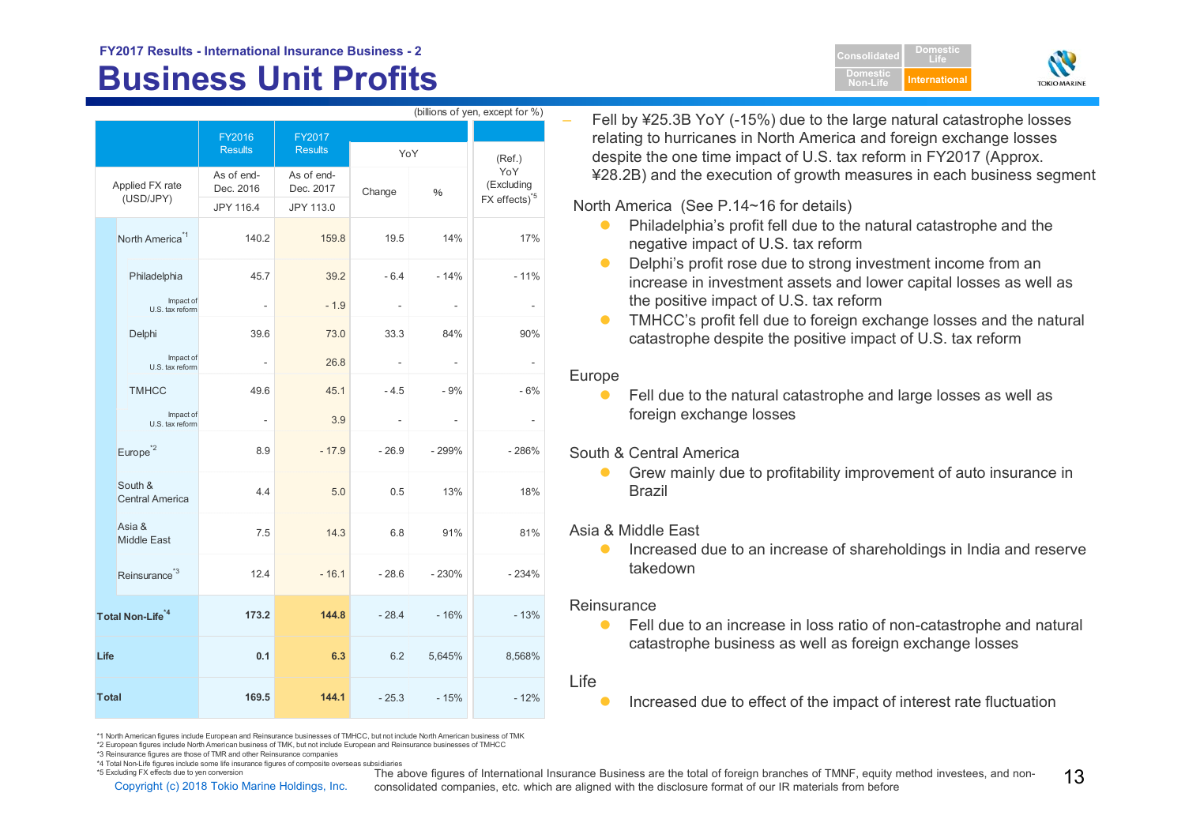FY2017 Results - International Insurance Business - 2

# Business Unit Profits

(billions of yen, except for %)

| | FY2016 Results | FY2017 Results | YoY | | (Ref.) YoY (Excluding FX effects)[*5] |
|---|---|---|---|---|---|
| Applied FX rate (USD/JPY) | As of end-Dec. 2016 JPY 116.4 | As of end-Dec. 2017 JPY 113.0 | Change | % | |
| North America[*1] | 140.2 | 159.8 | 19.5 | 14% | 17% |
| Philadelphia | 45.7 | 39.2 | - 6.4 | - 14% | - 11% |
| Impact of U.S. tax reform | - | - 1.9 | - | - | - |
| Delphi | 39.6 | 73.0 | 33.3 | 84% | 90% |
| Impact of U.S. tax reform | - | 26.8 | - | - | - |
| TMHCC | 49.6 | 45.1 | - 4.5 | - 9% | - 6% |
| Impact of U.S. tax reform | - | 3.9 | - | - | - |
| Europe[*2] | 8.9 | - 17.9 | - 26.9 | - 299% | - 286% |
| South & Central America | 4.4 | 5.0 | 0.5 | 13% | 18% |
| Asia & Middle East | 7.5 | 14.3 | 6.8 | 91% | 81% |
| Reinsurance[*3] | 12.4 | - 16.1 | - 28.6 | - 230% | - 234% |
| **Total Non-Life[*4]** | **173.2** | **144.8** | - 28.4 | - 16% | - 13% |
| **Life** | **0.1** | **6.3** | 6.2 | 5,645% | 8,568% |
| **Total** | **169.5** | **144.1** | - 25.3 | - 15% | - 12% |

*1 North American figures include European and Reinsurance businesses of TMHCC, but not include North American business of TMK
*2 European figures include North American business of TMK, but not include European and Reinsurance businesses of TMHCC
*3 Reinsurance figures are those of TMR and other Reinsurance companies
*4 Total Non-Life figures include some life insurance figures of composite overseas subsidiaries
*5 Excluding FX effects due to yen conversion

– Fell by ¥25.3B YoY (-15%) due to the large natural catastrophe losses relating to hurricanes in North America and foreign exchange losses despite the one time impact of U.S. tax reform in FY2017 (Approx. ¥28.2B) and the execution of growth measures in each business segment

North America (See P.14~16 for details)
- Philadelphia's profit fell due to the natural catastrophe and the negative impact of U.S. tax reform
- Delphi's profit rose due to strong investment income from an increase in investment assets and lower capital losses as well as the positive impact of U.S. tax reform
- TMHCC's profit fell due to foreign exchange losses and the natural catastrophe despite the positive impact of U.S. tax reform

Europe
- Fell due to the natural catastrophe and large losses as well as foreign exchange losses

South & Central America
- Grew mainly due to profitability improvement of auto insurance in Brazil

Asia & Middle East
- Increased due to an increase of shareholdings in India and reserve takedown

Reinsurance
- Fell due to an increase in loss ratio of non-catastrophe and natural catastrophe business as well as foreign exchange losses

Life
- Increased due to effect of the impact of interest rate fluctuation

The above figures of International Insurance Business are the total of foreign branches of TMNF, equity method investees, and non-consolidated companies, etc. which are aligned with the disclosure format of our IR materials from before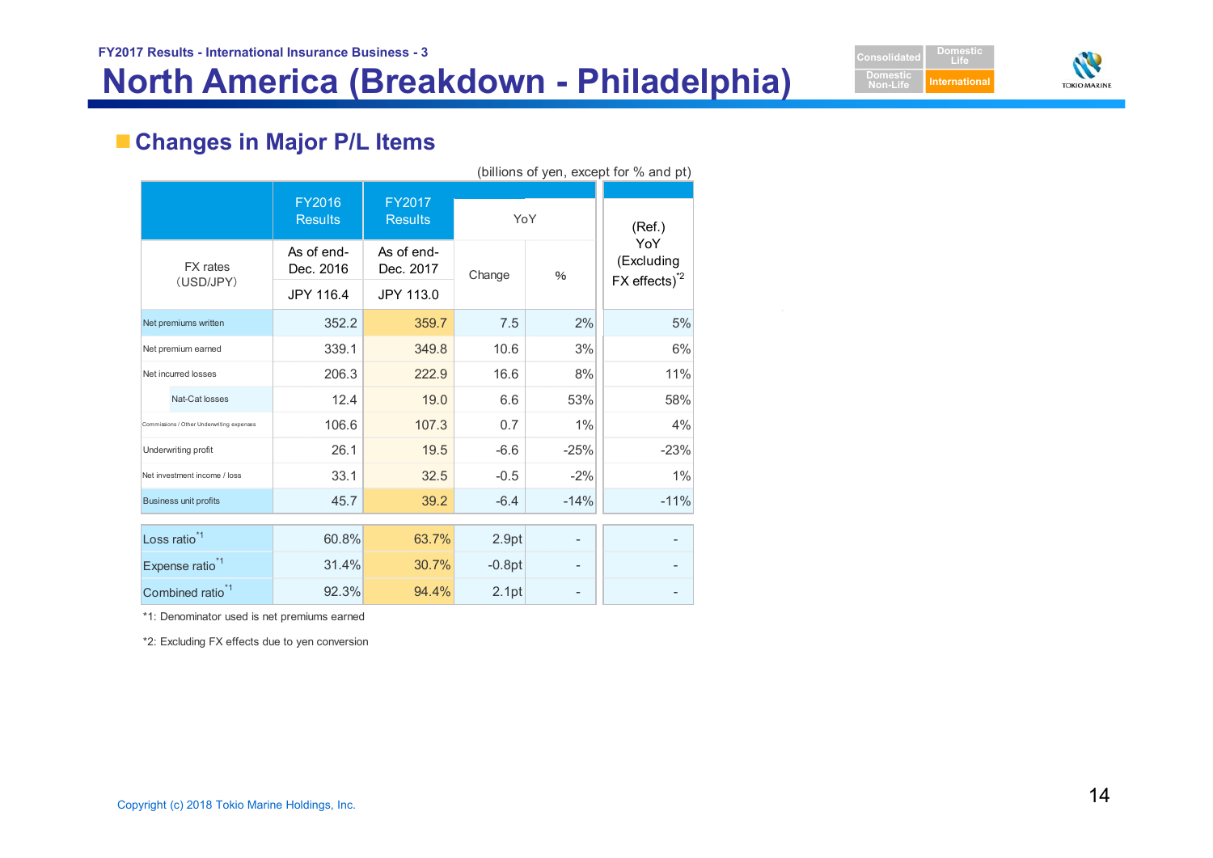FY2017 Results - International Insurance Business - 3

# North America (Breakdown - Philadelphia)

## Changes in Major P/L Items

(billions of yen, except for % and pt)

| | FY2016 Results | FY2017 Results | YoY | | (Ref.) YoY (Excluding FX effects)[*2] |
|---|---|---|---|---|---|
| FX rates (USD/JPY) | As of end-Dec. 2016 JPY 116.4 | As of end-Dec. 2017 JPY 113.0 | Change | % | |
| Net premiums written | 352.2 | 359.7 | 7.5 | 2% | 5% |
| Net premium earned | 339.1 | 349.8 | 10.6 | 3% | 6% |
| Net incurred losses | 206.3 | 222.9 | 16.6 | 8% | 11% |
| Nat-Cat losses | 12.4 | 19.0 | 6.6 | 53% | 58% |
| Commissions / Other Underwriting expenses | 106.6 | 107.3 | 0.7 | 1% | 4% |
| Underwriting profit | 26.1 | 19.5 | -6.6 | -25% | -23% |
| Net investment income / loss | 33.1 | 32.5 | -0.5 | -2% | 1% |
| Business unit profits | 45.7 | 39.2 | -6.4 | -14% | -11% |
| Loss ratio[*1] | 60.8% | 63.7% | 2.9pt | - | - |
| Expense ratio[*1] | 31.4% | 30.7% | -0.8pt | - | - |
| Combined ratio[*1] | 92.3% | 94.4% | 2.1pt | - | - |

*1: Denominator used is net premiums earned

*2: Excluding FX effects due to yen conversion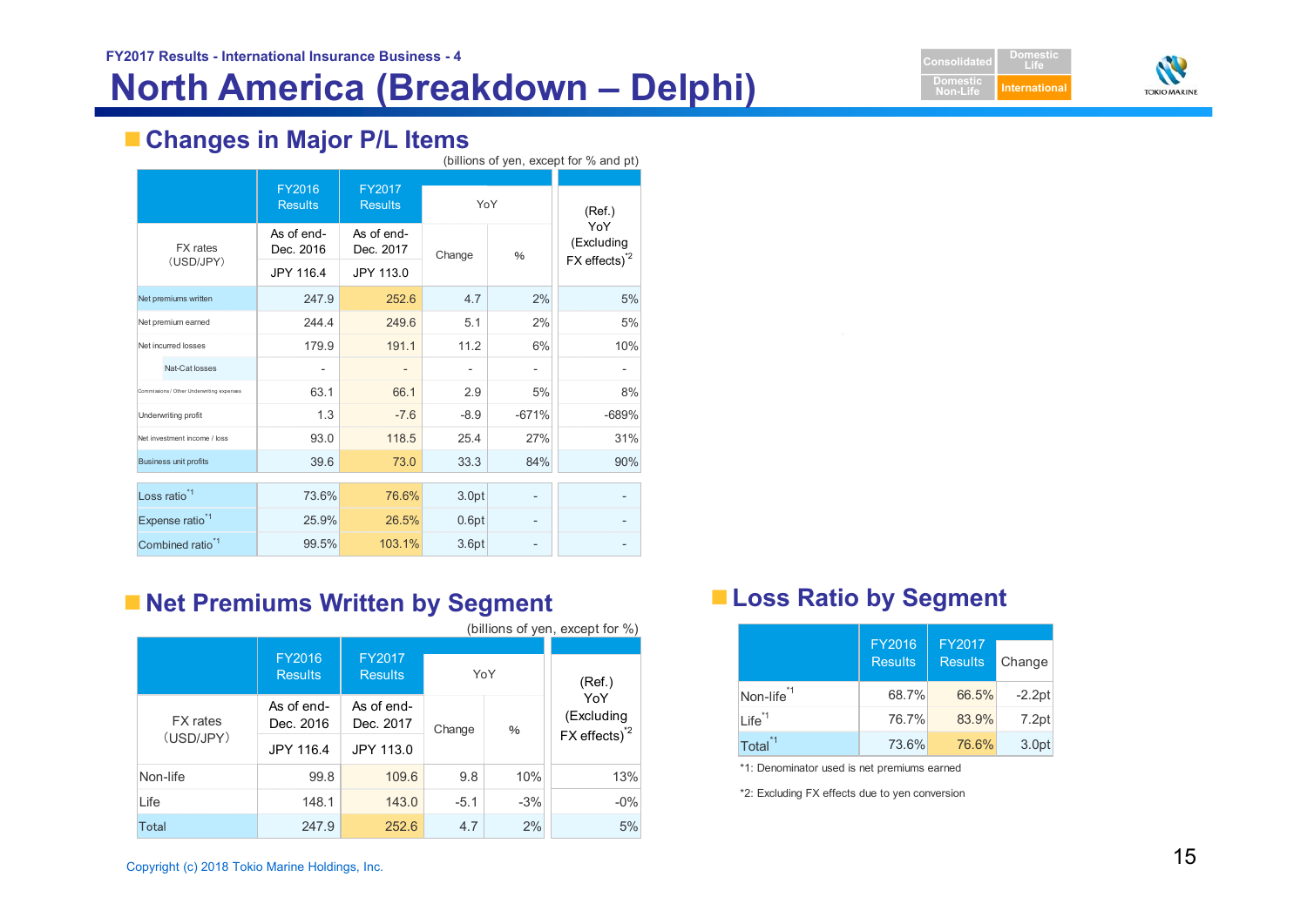FY2017 Results - International Insurance Business - 4

# North America (Breakdown – Delphi)

## Changes in Major P/L Items

(billions of yen, except for % and pt)

| FX rates (USD/JPY) | FY2016 Results As of end-Dec. 2016 JPY 116.4 | FY2017 Results As of end-Dec. 2017 JPY 113.0 | YoY Change | YoY % | (Ref.) YoY (Excluding FX effects)[*2] |
|---|---|---|---|---|---|
| Net premiums written | 247.9 | 252.6 | 4.7 | 2% | 5% |
| Net premium earned | 244.4 | 249.6 | 5.1 | 2% | 5% |
| Net incurred losses | 179.9 | 191.1 | 11.2 | 6% | 10% |
| Nat-Cat losses | - | - | - | - | - |
| Commissions / Other Underwriting expenses | 63.1 | 66.1 | 2.9 | 5% | 8% |
| Underwriting profit | 1.3 | -7.6 | -8.9 | -671% | -689% |
| Net investment income / loss | 93.0 | 118.5 | 25.4 | 27% | 31% |
| Business unit profits | 39.6 | 73.0 | 33.3 | 84% | 90% |
| Loss ratio[*1] | 73.6% | 76.6% | 3.0pt | - | - |
| Expense ratio[*1] | 25.9% | 26.5% | 0.6pt | - | - |
| Combined ratio[*1] | 99.5% | 103.1% | 3.6pt | - | - |

## Net Premiums Written by Segment

(billions of yen, except for %)

| FX rates (USD/JPY) | FY2016 Results As of end-Dec. 2016 JPY 116.4 | FY2017 Results As of end-Dec. 2017 JPY 113.0 | YoY Change | YoY % | (Ref.) YoY (Excluding FX effects)[*2] |
|---|---|---|---|---|---|
| Non-life | 99.8 | 109.6 | 9.8 | 10% | 13% |
| Life | 148.1 | 143.0 | -5.1 | -3% | -0% |
| Total | 247.9 | 252.6 | 4.7 | 2% | 5% |

## Loss Ratio by Segment

| | FY2016 Results | FY2017 Results | Change |
|---|---|---|---|
| Non-life[*1] | 68.7% | 66.5% | -2.2pt |
| Life[*1] | 76.7% | 83.9% | 7.2pt |
| Total[*1] | 73.6% | 76.6% | 3.0pt |

*1: Denominator used is net premiums earned

*2: Excluding FX effects due to yen conversion

Copyright (c) 2018 Tokio Marine Holdings, Inc.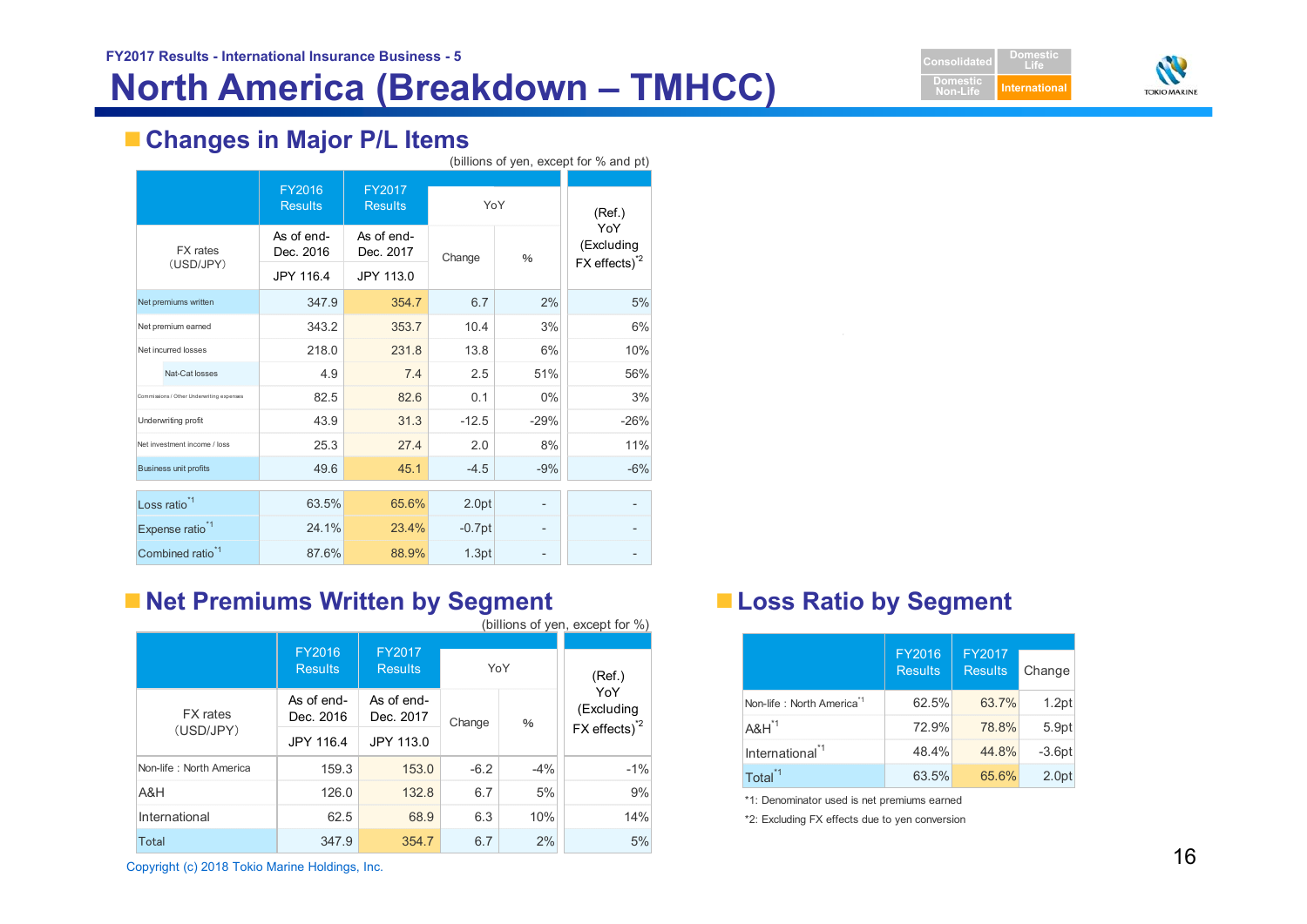FY2017 Results - International Insurance Business - 5

# North America (Breakdown – TMHCC)

## Changes in Major P/L Items

(billions of yen, except for % and pt)

| | FY2016 Results | FY2017 Results | YoY | | (Ref.) YoY (Excluding FX effects)[*2] |
|---|---|---|---|---|---|
| FX rates (USD/JPY) | As of end-Dec. 2016 | As of end-Dec. 2017 | Change | % | |
| | JPY 116.4 | JPY 113.0 | | | |
| Net premiums written | 347.9 | 354.7 | 6.7 | 2% | 5% |
| Net premium earned | 343.2 | 353.7 | 10.4 | 3% | 6% |
| Net incurred losses | 218.0 | 231.8 | 13.8 | 6% | 10% |
| Nat-Cat losses | 4.9 | 7.4 | 2.5 | 51% | 56% |
| Commissions / Other Underwriting expenses | 82.5 | 82.6 | 0.1 | 0% | 3% |
| Underwriting profit | 43.9 | 31.3 | -12.5 | -29% | -26% |
| Net investment income / loss | 25.3 | 27.4 | 2.0 | 8% | 11% |
| Business unit profits | 49.6 | 45.1 | -4.5 | -9% | -6% |
| Loss ratio[*1] | 63.5% | 65.6% | 2.0pt | - | - |
| Expense ratio[*1] | 24.1% | 23.4% | -0.7pt | - | - |
| Combined ratio[*1] | 87.6% | 88.9% | 1.3pt | - | - |

## Net Premiums Written by Segment

(billions of yen, except for %)

| | FY2016 Results | FY2017 Results | YoY | | (Ref.) YoY (Excluding FX effects)[*2] |
|---|---|---|---|---|---|
| FX rates (USD/JPY) | As of end-Dec. 2016 | As of end-Dec. 2017 | Change | % | |
| | JPY 116.4 | JPY 113.0 | | | |
| Non-life : North America | 159.3 | 153.0 | -6.2 | -4% | -1% |
| A&H | 126.0 | 132.8 | 6.7 | 5% | 9% |
| International | 62.5 | 68.9 | 6.3 | 10% | 14% |
| Total | 347.9 | 354.7 | 6.7 | 2% | 5% |

## Loss Ratio by Segment

| | FY2016 Results | FY2017 Results | Change |
|---|---|---|---|
| Non-life : North America[*1] | 62.5% | 63.7% | 1.2pt |
| A&H[*1] | 72.9% | 78.8% | 5.9pt |
| International[*1] | 48.4% | 44.8% | -3.6pt |
| Total[*1] | 63.5% | 65.6% | 2.0pt |

*1: Denominator used is net premiums earned

*2: Excluding FX effects due to yen conversion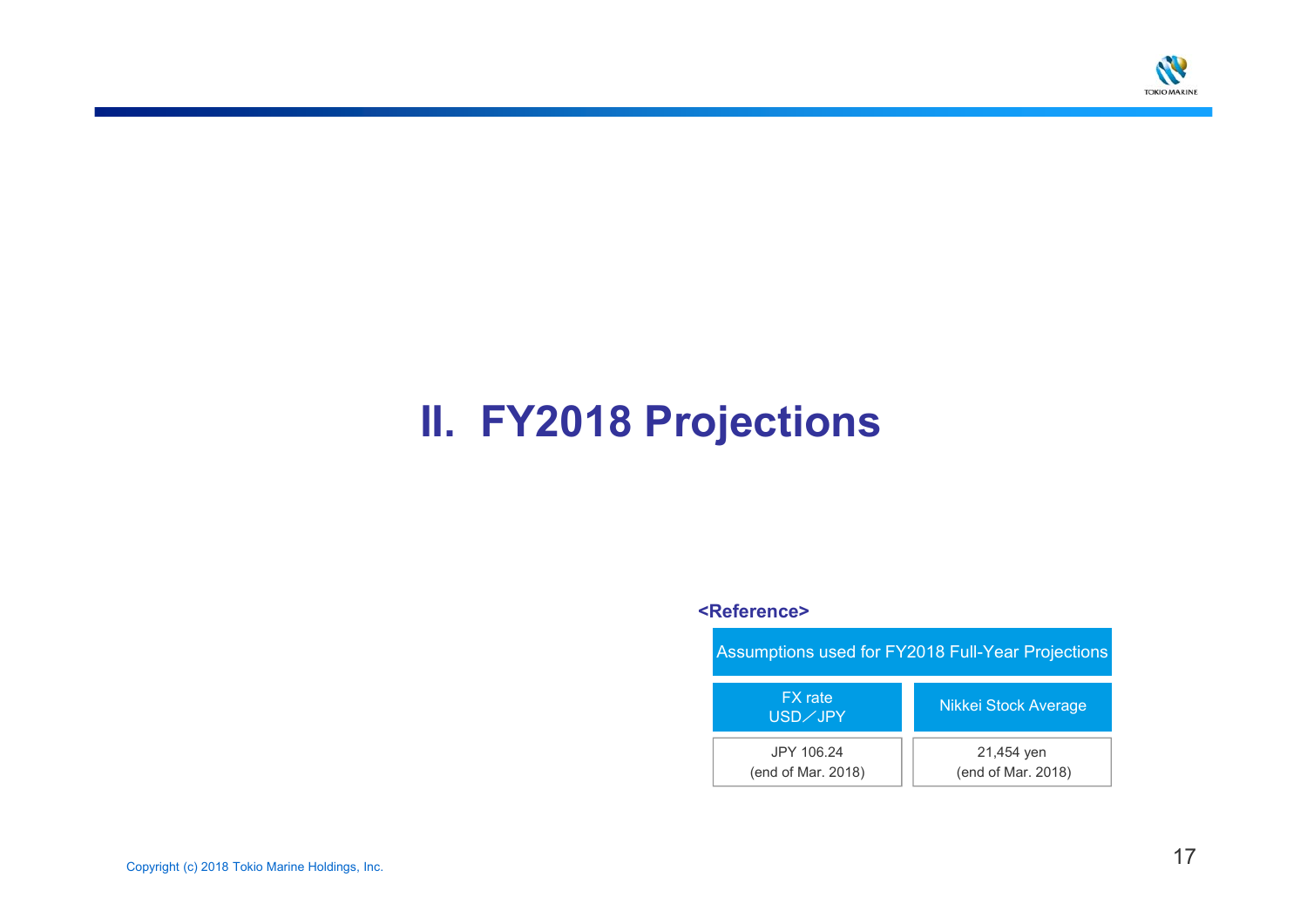# II. FY2018 Projections

**<Reference>**

| Assumptions used for FY2018 Full-Year Projections | |
|---|---|
| FX rate USD／JPY | Nikkei Stock Average |
| JPY 106.24 (end of Mar. 2018) | 21,454 yen (end of Mar. 2018) |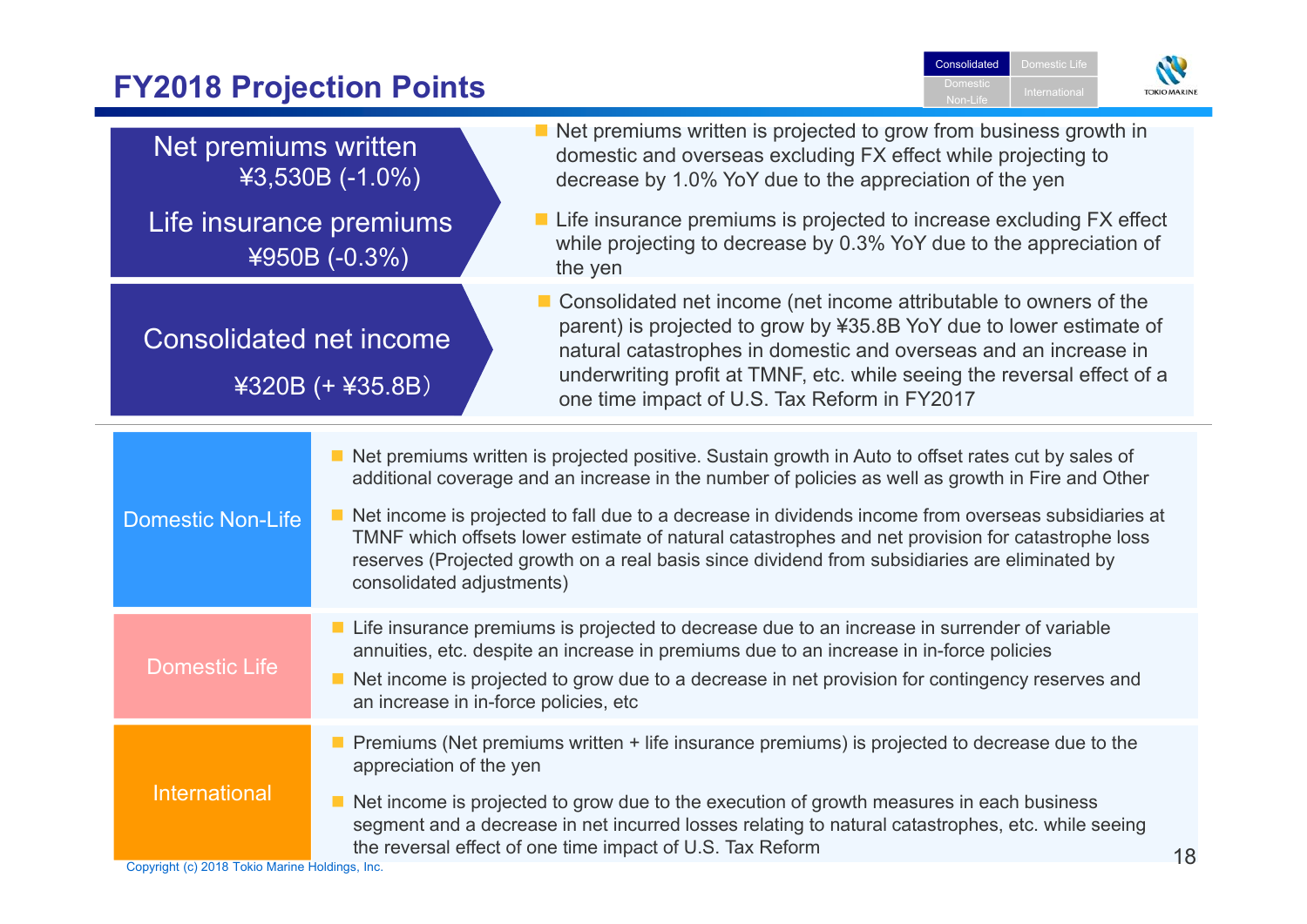# FY2018 Projection Points

## Net premiums written ¥3,530B (-1.0%)

## Life insurance premiums ¥950B (-0.3%)

- Net premiums written is projected to grow from business growth in domestic and overseas excluding FX effect while projecting to decrease by 1.0% YoY due to the appreciation of the yen
- Life insurance premiums is projected to increase excluding FX effect while projecting to decrease by 0.3% YoY due to the appreciation of the yen

## Consolidated net income ¥320B (+ ¥35.8B）

- Consolidated net income (net income attributable to owners of the parent) is projected to grow by ¥35.8B YoY due to lower estimate of natural catastrophes in domestic and overseas and an increase in underwriting profit at TMNF, etc. while seeing the reversal effect of a one time impact of U.S. Tax Reform in FY2017

### Domestic Non-Life

- Net premiums written is projected positive. Sustain growth in Auto to offset rates cut by sales of additional coverage and an increase in the number of policies as well as growth in Fire and Other
- Net income is projected to fall due to a decrease in dividends income from overseas subsidiaries at TMNF which offsets lower estimate of natural catastrophes and net provision for catastrophe loss reserves (Projected growth on a real basis since dividend from subsidiaries are eliminated by consolidated adjustments)

### Domestic Life

- Life insurance premiums is projected to decrease due to an increase in surrender of variable annuities, etc. despite an increase in premiums due to an increase in in-force policies
- Net income is projected to grow due to a decrease in net provision for contingency reserves and an increase in in-force policies, etc

### International

- Premiums (Net premiums written + life insurance premiums) is projected to decrease due to the appreciation of the yen
- Net income is projected to grow due to the execution of growth measures in each business segment and a decrease in net incurred losses relating to natural catastrophes, etc. while seeing the reversal effect of one time impact of U.S. Tax Reform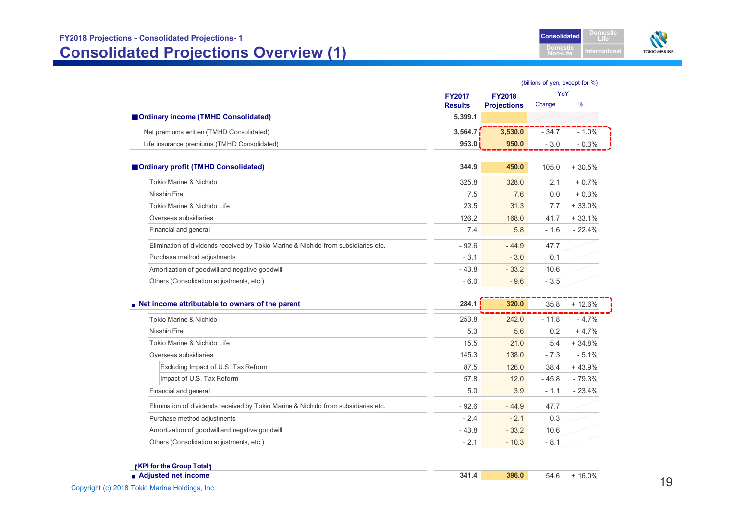FY2018 Projections - Consolidated Projections- 1

# Consolidated Projections Overview (1)

(billions of yen, except for %)

| | FY2017 Results | FY2018 Projections | YoY Change | YoY % |
|---|---|---|---|---|
| **■Ordinary income (TMHD Consolidated)** | 5,399.1 | | | |
| Net premiums written (TMHD Consolidated) | 3,564.7 | 3,530.0 | - 34.7 | - 1.0% |
| Life insurance premiums (TMHD Consolidated) | 953.0 | 950.0 | - 3.0 | - 0.3% |
| **■Ordinary profit (TMHD Consolidated)** | 344.9 | 450.0 | 105.0 | + 30.5% |
| Tokio Marine & Nichido | 325.8 | 328.0 | 2.1 | + 0.7% |
| Nisshin Fire | 7.5 | 7.6 | 0.0 | + 0.3% |
| Tokio Marine & Nichido Life | 23.5 | 31.3 | 7.7 | + 33.0% |
| Overseas subsidiaries | 126.2 | 168.0 | 41.7 | + 33.1% |
| Financial and general | 7.4 | 5.8 | - 1.6 | - 22.4% |
| Elimination of dividends received by Tokio Marine & Nichido from subsidiaries etc. | - 92.6 | - 44.9 | 47.7 | |
| Purchase method adjustments | - 3.1 | - 3.0 | 0.1 | |
| Amortization of goodwill and negative goodwill | - 43.8 | - 33.2 | 10.6 | |
| Others (Consolidation adjustments, etc.) | - 6.0 | - 9.6 | - 3.5 | |
| **■ Net income attributable to owners of the parent** | 284.1 | 320.0 | 35.8 | + 12.6% |
| Tokio Marine & Nichido | 253.8 | 242.0 | - 11.8 | - 4.7% |
| Nisshin Fire | 5.3 | 5.6 | 0.2 | + 4.7% |
| Tokio Marine & Nichido Life | 15.5 | 21.0 | 5.4 | + 34.8% |
| Overseas subsidiaries | 145.3 | 138.0 | - 7.3 | - 5.1% |
| Excluding Impact of U.S. Tax Reform | 87.5 | 126.0 | 38.4 | + 43.9% |
| Impact of U.S. Tax Reform | 57.8 | 12.0 | - 45.8 | - 79.3% |
| Financial and general | 5.0 | 3.9 | - 1.1 | - 23.4% |
| Elimination of dividends received by Tokio Marine & Nichido from subsidiaries etc. | - 92.6 | - 44.9 | 47.7 | |
| Purchase method adjustments | - 2.4 | - 2.1 | 0.3 | |
| Amortization of goodwill and negative goodwill | - 43.8 | - 33.2 | 10.6 | |
| Others (Consolidation adjustments, etc.) | - 2.1 | - 10.3 | - 8.1 | |

【KPI for the Group Total】

| | FY2017 Results | FY2018 Projections | YoY Change | YoY % |
|---|---|---|---|---|
| **■ Adjusted net income** | 341.4 | 396.0 | 54.6 | + 16.0% |

Copyright (c) 2018 Tokio Marine Holdings, Inc.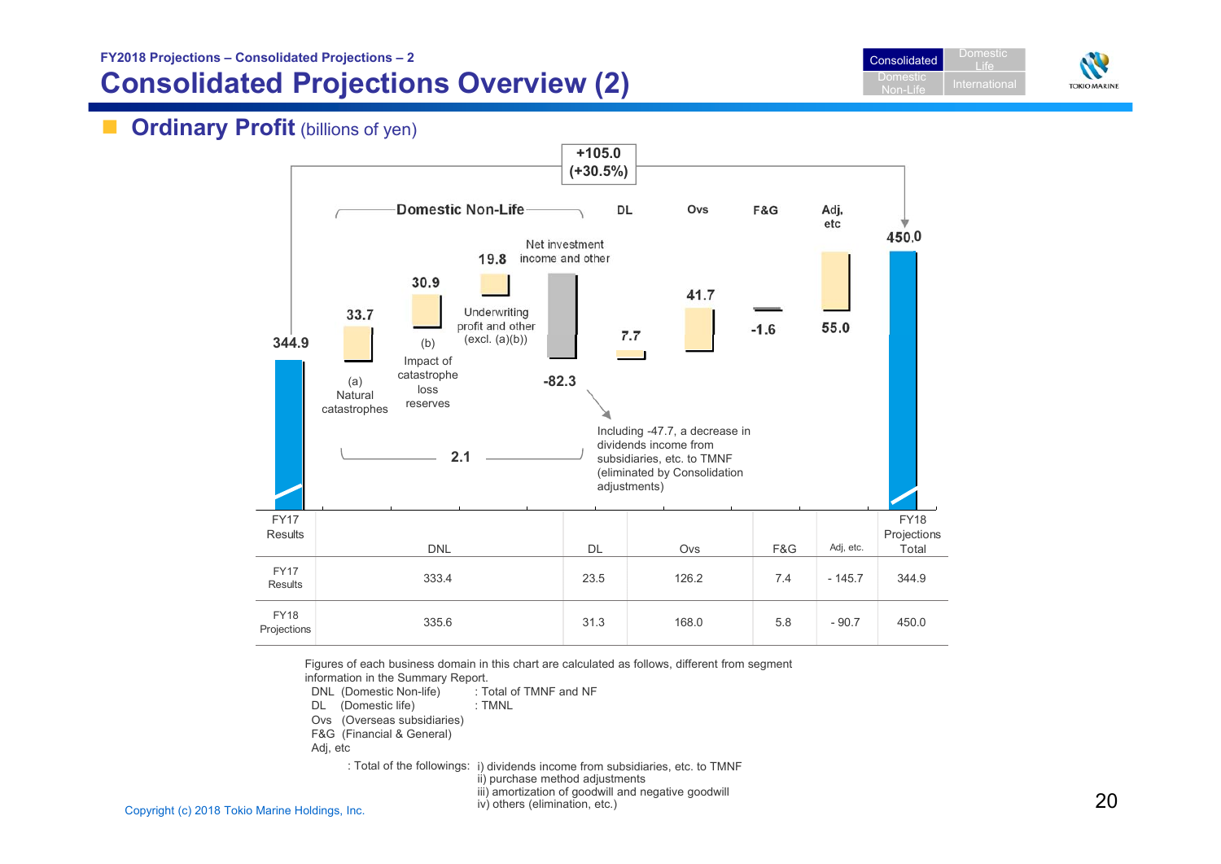FY2018 Projections – Consolidated Projections – 2

# Consolidated Projections Overview (2)

## Ordinary Profit (billions of yen)

+105.0 (+30.5%)

Domestic Non-Life | DL | Ovs | F&G | Adj, etc

344.9 → (a) Natural catastrophes 33.7 → (b) Impact of catastrophe loss reserves 30.9 → Underwriting profit and other (excl. (a)(b)) 19.8 → Net investment income and other -82.3 → DL 7.7 → Ovs 41.7 → F&G -1.6 → Adj, etc 55.0 → 450.0

Domestic Non-Life total: 2.1

Including -47.7, a decrease in dividends income from subsidiaries, etc. to TMNF (eliminated by Consolidation adjustments)

| | DNL | DL | Ovs | F&G | Adj, etc. | Total |
|---|---|---|---|---|---|---|
| FY17 Results | 333.4 | 23.5 | 126.2 | 7.4 | - 145.7 | 344.9 |
| FY18 Projections | 335.6 | 31.3 | 168.0 | 5.8 | - 90.7 | 450.0 |

Figures of each business domain in this chart are calculated as follows, different from segment information in the Summary Report.

- DNL (Domestic Non-life) : Total of TMNF and NF
- DL (Domestic life) : TMNL
- Ovs (Overseas subsidiaries)
- F&G (Financial & General)
- Adj, etc
  : Total of the followings: i) dividends income from subsidiaries, etc. to TMNF
  ii) purchase method adjustments
  iii) amortization of goodwill and negative goodwill
  iv) others (elimination, etc.)

Copyright (c) 2018 Tokio Marine Holdings, Inc.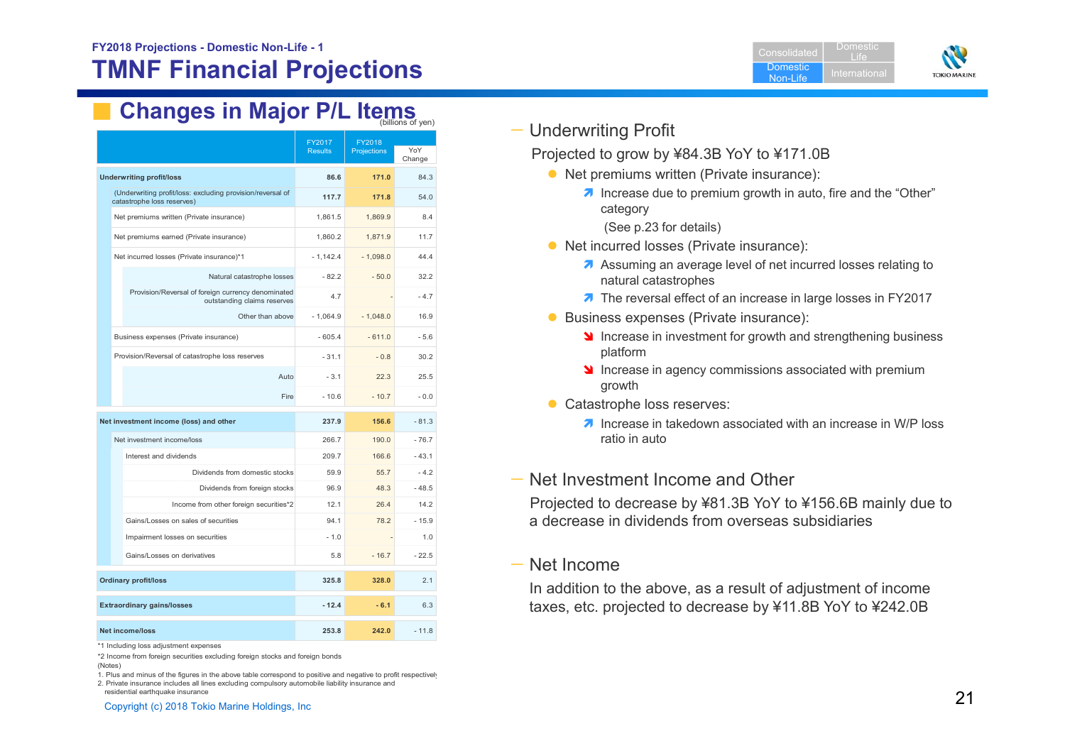FY2018 Projections - Domestic Non-Life - 1

# TMNF Financial Projections

## Changes in Major P/L Items

(billions of yen)

| | FY2017 Results | FY2018 Projections | YoY Change |
|---|---|---|---|
| **Underwriting profit/loss** | **86.6** | **171.0** | 84.3 |
| (Underwriting profit/loss: excluding provision/reversal of catastrophe loss reserves) | **117.7** | **171.8** | 54.0 |
| Net premiums written (Private insurance) | 1,861.5 | 1,869.9 | 8.4 |
| Net premiums earned (Private insurance) | 1,860.2 | 1,871.9 | 11.7 |
| Net incurred losses (Private insurance)*1 | - 1,142.4 | - 1,098.0 | 44.4 |
| Natural catastrophe losses | - 82.2 | - 50.0 | 32.2 |
| Provision/Reversal of foreign currency denominated outstanding claims reserves | 4.7 | - | - 4.7 |
| Other than above | - 1,064.9 | - 1,048.0 | 16.9 |
| Business expenses (Private insurance) | - 605.4 | - 611.0 | - 5.6 |
| Provision/Reversal of catastrophe loss reserves | - 31.1 | - 0.8 | 30.2 |
| Auto | - 3.1 | 22.3 | 25.5 |
| Fire | - 10.6 | - 10.7 | - 0.0 |
| **Net investment income (loss) and other** | **237.9** | **156.6** | - 81.3 |
| Net investment income/loss | 266.7 | 190.0 | - 76.7 |
| Interest and dividends | 209.7 | 166.6 | - 43.1 |
| Dividends from domestic stocks | 59.9 | 55.7 | - 4.2 |
| Dividends from foreign stocks | 96.9 | 48.3 | - 48.5 |
| Income from other foreign securities*2 | 12.1 | 26.4 | 14.2 |
| Gains/Losses on sales of securities | 94.1 | 78.2 | - 15.9 |
| Impairment losses on securities | - 1.0 | - | 1.0 |
| Gains/Losses on derivatives | 5.8 | - 16.7 | - 22.5 |
| **Ordinary profit/loss** | **325.8** | **328.0** | 2.1 |
| **Extraordinary gains/losses** | **- 12.4** | **- 6.1** | 6.3 |
| **Net income/loss** | **253.8** | **242.0** | - 11.8 |

*1 Including loss adjustment expenses

*2 Income from foreign securities excluding foreign stocks and foreign bonds

(Notes)

1. Plus and minus of the figures in the above table correspond to positive and negative to profit respectively
2. Private insurance includes all lines excluding compulsory automobile liability insurance and residential earthquake insurance

### Underwriting Profit

Projected to grow by ¥84.3B YoY to ¥171.0B

- Net premiums written (Private insurance):
  - ↗ Increase due to premium growth in auto, fire and the "Other" category
    (See p.23 for details)
- Net incurred losses (Private insurance):
  - ↗ Assuming an average level of net incurred losses relating to natural catastrophes
  - ↗ The reversal effect of an increase in large losses in FY2017
- Business expenses (Private insurance):
  - ↘ Increase in investment for growth and strengthening business platform
  - ↘ Increase in agency commissions associated with premium growth
- Catastrophe loss reserves:
  - ↗ Increase in takedown associated with an increase in W/P loss ratio in auto

### Net Investment Income and Other

Projected to decrease by ¥81.3B YoY to ¥156.6B mainly due to a decrease in dividends from overseas subsidiaries

### Net Income

In addition to the above, as a result of adjustment of income taxes, etc. projected to decrease by ¥11.8B YoY to ¥242.0B

Copyright (c) 2018 Tokio Marine Holdings, Inc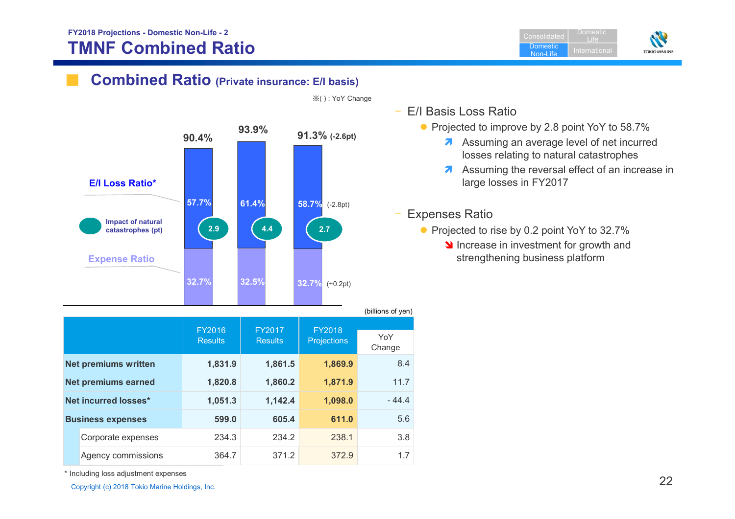FY2018 Projections - Domestic Non-Life - 2

# TMNF Combined Ratio

## Combined Ratio (Private insurance: E/I basis)

※( ) : YoY Change

| | FY2016 | FY2017 | FY2018 |
|---|---|---|---|
| Combined Ratio | 90.4% | 93.9% | 91.3% (-2.6pt) |
| E/I Loss Ratio* | 57.7% | 61.4% | 58.7% (-2.8pt) |
| Impact of natural catastrophes (pt) | 2.9 | 4.4 | 2.7 |
| Expense Ratio | 32.7% | 32.5% | 32.7% (+0.2pt) |

- E/I Basis Loss Ratio
  - Projected to improve by 2.8 point YoY to 58.7%
    - ↗ Assuming an average level of net incurred losses relating to natural catastrophes
    - ↗ Assuming the reversal effect of an increase in large losses in FY2017
- Expenses Ratio
  - Projected to rise by 0.2 point YoY to 32.7%
    - ↘ Increase in investment for growth and strengthening business platform

(billions of yen)

| | FY2016 Results | FY2017 Results | FY2018 Projections | YoY Change |
|---|---|---|---|---|
| **Net premiums written** | **1,831.9** | **1,861.5** | **1,869.9** | 8.4 |
| **Net premiums earned** | **1,820.8** | **1,860.2** | **1,871.9** | 11.7 |
| **Net incurred losses*** | **1,051.3** | **1,142.4** | **1,098.0** | - 44.4 |
| **Business expenses** | **599.0** | **605.4** | **611.0** | 5.6 |
| Corporate expenses | 234.3 | 234.2 | 238.1 | 3.8 |
| Agency commissions | 364.7 | 371.2 | 372.9 | 1.7 |

\* Including loss adjustment expenses

Copyright (c) 2018 Tokio Marine Holdings, Inc.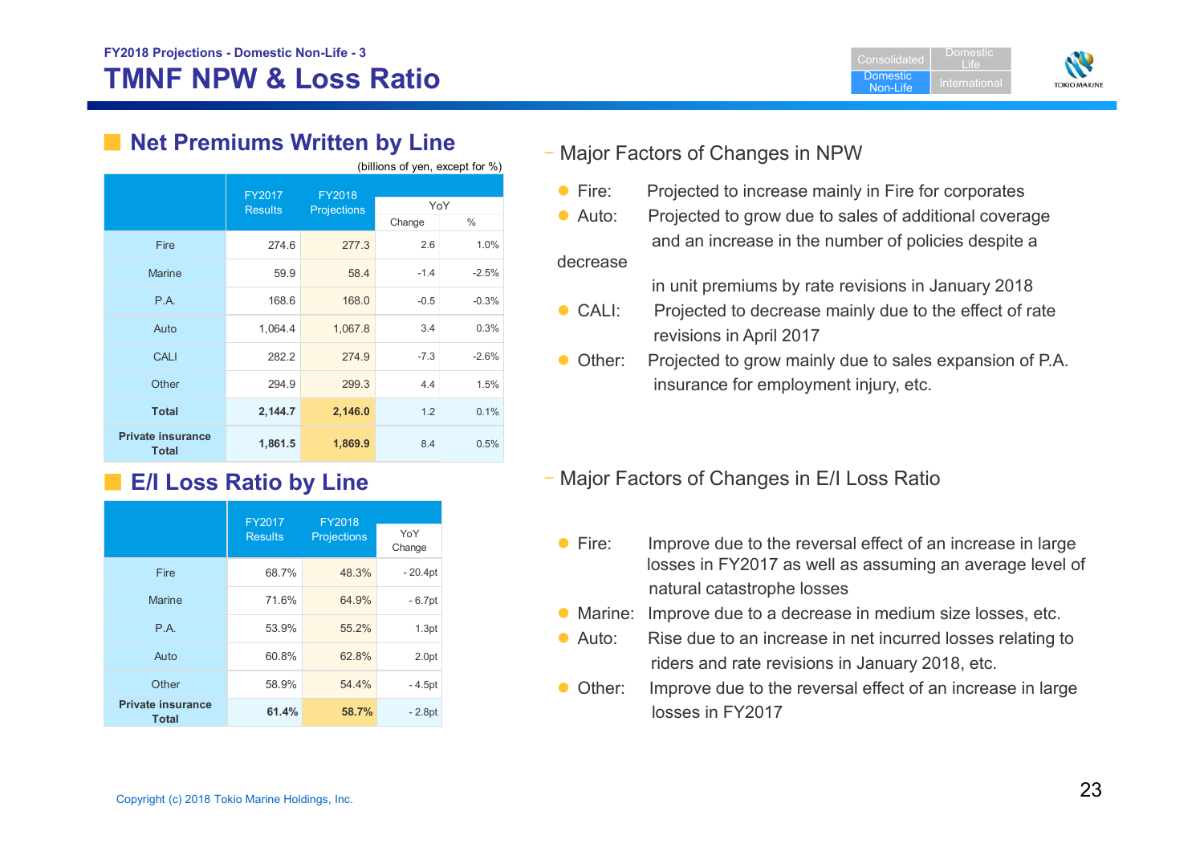FY2018 Projections - Domestic Non-Life - 3

# TMNF NPW & Loss Ratio

## Net Premiums Written by Line

(billions of yen, except for %)

| | FY2017 Results | FY2018 Projections | YoY Change | YoY % |
|---|---|---|---|---|
| Fire | 274.6 | 277.3 | 2.6 | 1.0% |
| Marine | 59.9 | 58.4 | -1.4 | -2.5% |
| P.A. | 168.6 | 168.0 | -0.5 | -0.3% |
| Auto | 1,064.4 | 1,067.8 | 3.4 | 0.3% |
| CALI | 282.2 | 274.9 | -7.3 | -2.6% |
| Other | 294.9 | 299.3 | 4.4 | 1.5% |
| **Total** | **2,144.7** | **2,146.0** | 1.2 | 0.1% |
| **Private insurance Total** | **1,861.5** | **1,869.9** | 8.4 | 0.5% |

## E/I Loss Ratio by Line

| | FY2017 Results | FY2018 Projections | YoY Change |
|---|---|---|---|
| Fire | 68.7% | 48.3% | - 20.4pt |
| Marine | 71.6% | 64.9% | - 6.7pt |
| P.A. | 53.9% | 55.2% | 1.3pt |
| Auto | 60.8% | 62.8% | 2.0pt |
| Other | 58.9% | 54.4% | - 4.5pt |
| **Private insurance Total** | **61.4%** | **58.7%** | - 2.8pt |

### Major Factors of Changes in NPW

- Fire: Projected to increase mainly in Fire for corporates
- Auto: Projected to grow due to sales of additional coverage and an increase in the number of policies despite a decrease in unit premiums by rate revisions in January 2018
- CALI: Projected to decrease mainly due to the effect of rate revisions in April 2017
- Other: Projected to grow mainly due to sales expansion of P.A. insurance for employment injury, etc.

### Major Factors of Changes in E/I Loss Ratio

- Fire: Improve due to the reversal effect of an increase in large losses in FY2017 as well as assuming an average level of natural catastrophe losses
- Marine: Improve due to a decrease in medium size losses, etc.
- Auto: Rise due to an increase in net incurred losses relating to riders and rate revisions in January 2018, etc.
- Other: Improve due to the reversal effect of an increase in large losses in FY2017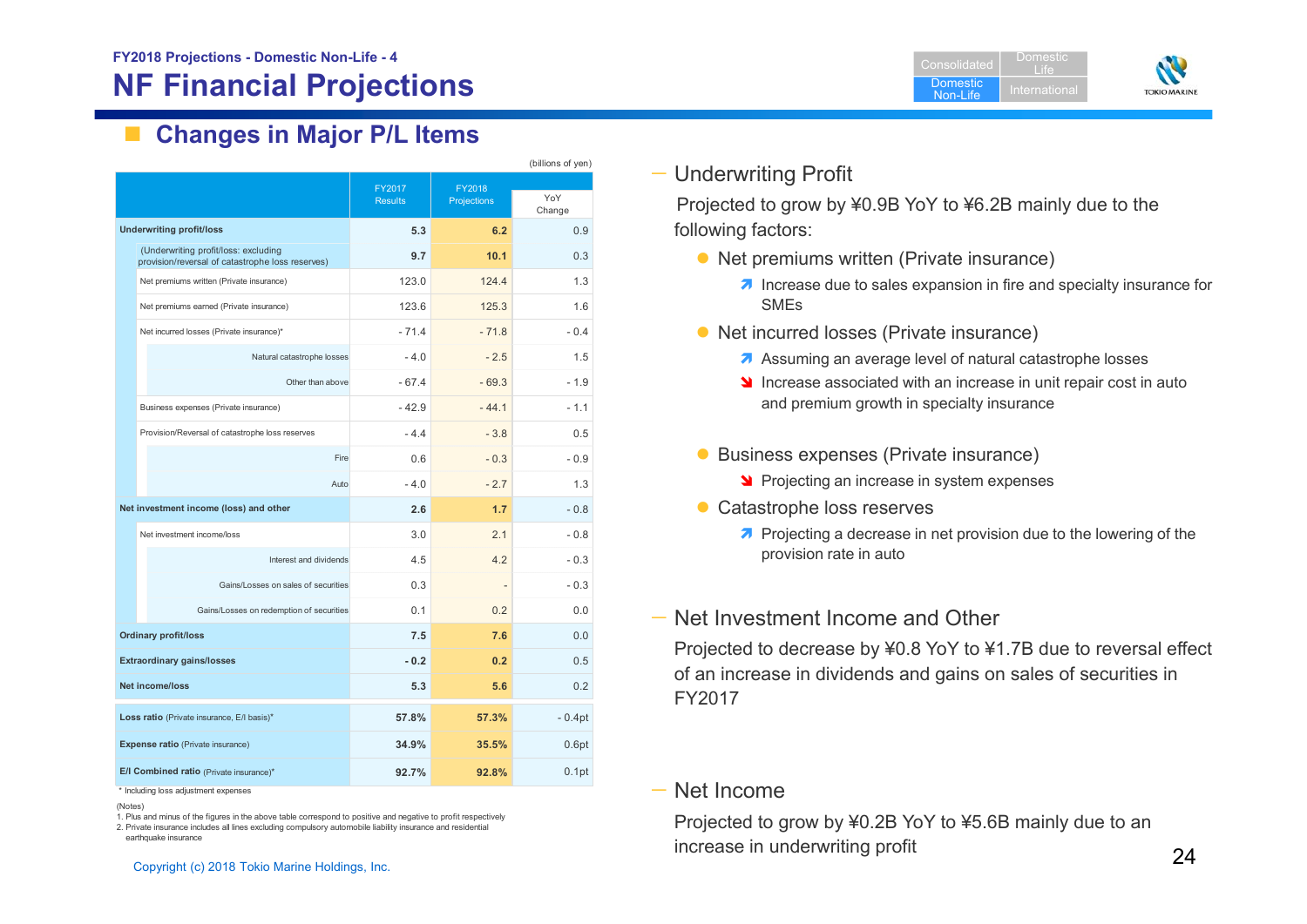FY2018 Projections - Domestic Non-Life - 4

# NF Financial Projections

## Changes in Major P/L Items

(billions of yen)

| | FY2017 Results | FY2018 Projections | YoY Change |
|---|---|---|---|
| **Underwriting profit/loss** | **5.3** | **6.2** | 0.9 |
| (Underwriting profit/loss: excluding provision/reversal of catastrophe loss reserves) | **9.7** | **10.1** | 0.3 |
| Net premiums written (Private insurance) | 123.0 | 124.4 | 1.3 |
| Net premiums earned (Private insurance) | 123.6 | 125.3 | 1.6 |
| Net incurred losses (Private insurance)* | - 71.4 | - 71.8 | - 0.4 |
| Natural catastrophe losses | - 4.0 | - 2.5 | 1.5 |
| Other than above | - 67.4 | - 69.3 | - 1.9 |
| Business expenses (Private insurance) | - 42.9 | - 44.1 | - 1.1 |
| Provision/Reversal of catastrophe loss reserves | - 4.4 | - 3.8 | 0.5 |
| Fire | 0.6 | - 0.3 | - 0.9 |
| Auto | - 4.0 | - 2.7 | 1.3 |
| **Net investment income (loss) and other** | **2.6** | **1.7** | - 0.8 |
| Net investment income/loss | 3.0 | 2.1 | - 0.8 |
| Interest and dividends | 4.5 | 4.2 | - 0.3 |
| Gains/Losses on sales of securities | 0.3 | - | - 0.3 |
| Gains/Losses on redemption of securities | 0.1 | 0.2 | 0.0 |
| **Ordinary profit/loss** | **7.5** | **7.6** | 0.0 |
| **Extraordinary gains/losses** | **- 0.2** | **0.2** | 0.5 |
| **Net income/loss** | **5.3** | **5.6** | 0.2 |
| **Loss ratio** (Private insurance, E/I basis)* | **57.8%** | **57.3%** | - 0.4pt |
| **Expense ratio** (Private insurance) | **34.9%** | **35.5%** | 0.6pt |
| **E/I Combined ratio** (Private insurance)* | **92.7%** | **92.8%** | 0.1pt |

\* Including loss adjustment expenses

(Notes)
1. Plus and minus of the figures in the above table correspond to positive and negative to profit respectively
2. Private insurance includes all lines excluding compulsory automobile liability insurance and residential earthquake insurance

### Underwriting Profit

Projected to grow by ¥0.9B YoY to ¥6.2B mainly due to the following factors:

- Net premiums written (Private insurance)
  - ↗ Increase due to sales expansion in fire and specialty insurance for SMEs
- Net incurred losses (Private insurance)
  - ↗ Assuming an average level of natural catastrophe losses
  - ↘ Increase associated with an increase in unit repair cost in auto and premium growth in specialty insurance
- Business expenses (Private insurance)
  - ↘ Projecting an increase in system expenses
- Catastrophe loss reserves
  - ↗ Projecting a decrease in net provision due to the lowering of the provision rate in auto

### Net Investment Income and Other

Projected to decrease by ¥0.8 YoY to ¥1.7B due to reversal effect of an increase in dividends and gains on sales of securities in FY2017

### Net Income

Projected to grow by ¥0.2B YoY to ¥5.6B mainly due to an increase in underwriting profit

Copyright (c) 2018 Tokio Marine Holdings, Inc.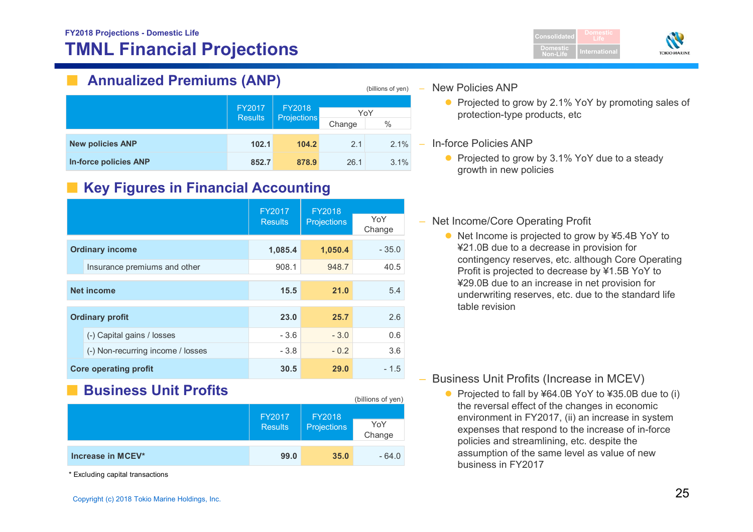FY2018 Projections - Domestic Life

# TMNL Financial Projections

## Annualized Premiums (ANP)

(billions of yen)

| | FY2017 Results | FY2018 Projections | YoY | |
|---|---|---|---|---|
| | | | Change | % |
| **New policies ANP** | **102.1** | **104.2** | 2.1 | 2.1% |
| **In-force policies ANP** | **852.7** | **878.9** | 26.1 | 3.1% |

## Key Figures in Financial Accounting

| | FY2017 Results | FY2018 Projections | YoY Change |
|---|---|---|---|
| **Ordinary income** | **1,085.4** | **1,050.4** | - 35.0 |
| Insurance premiums and other | 908.1 | 948.7 | 40.5 |
| **Net income** | **15.5** | **21.0** | 5.4 |
| **Ordinary profit** | **23.0** | **25.7** | 2.6 |
| (-) Capital gains / losses | - 3.6 | - 3.0 | 0.6 |
| (-) Non-recurring income / losses | - 3.8 | - 0.2 | 3.6 |
| **Core operating profit** | **30.5** | **29.0** | - 1.5 |

## Business Unit Profits

(billions of yen)

| | FY2017 Results | FY2018 Projections | YoY Change |
|---|---|---|---|
| **Increase in MCEV*** | **99.0** | **35.0** | - 64.0 |

\* Excluding capital transactions

- New Policies ANP
  - Projected to grow by 2.1% YoY by promoting sales of protection-type products, etc
- In-force Policies ANP
  - Projected to grow by 3.1% YoY due to a steady growth in new policies
- Net Income/Core Operating Profit
  - Net Income is projected to grow by ¥5.4B YoY to ¥21.0B due to a decrease in provision for contingency reserves, etc. although Core Operating Profit is projected to decrease by ¥1.5B YoY to ¥29.0B due to an increase in net provision for underwriting reserves, etc. due to the standard life table revision
- Business Unit Profits (Increase in MCEV)
  - Projected to fall by ¥64.0B YoY to ¥35.0B due to (i) the reversal effect of the changes in economic environment in FY2017, (ii) an increase in system expenses that respond to the increase of in-force policies and streamlining, etc. despite the assumption of the same level as value of new business in FY2017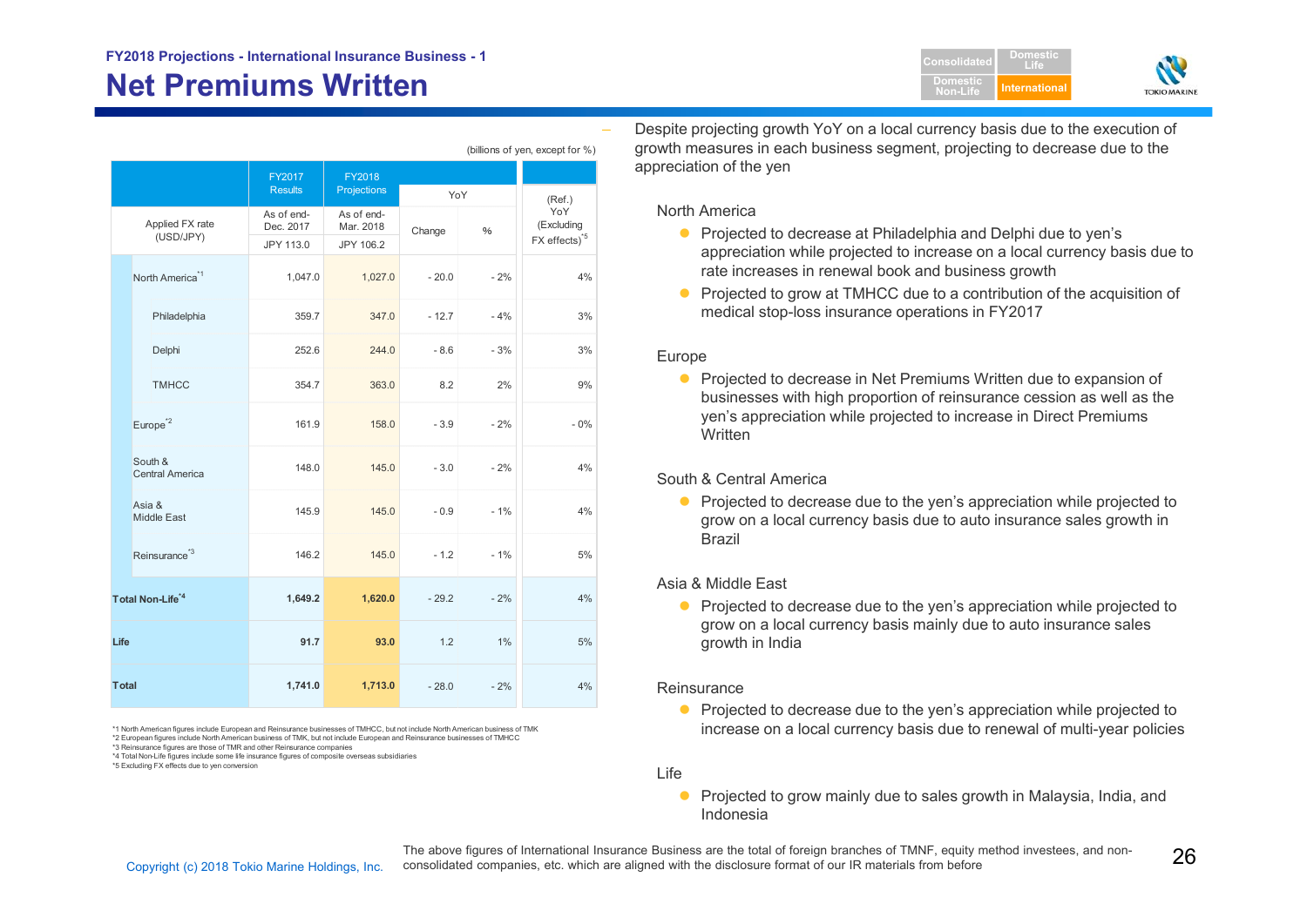FY2018 Projections - International Insurance Business - 1

# Net Premiums Written

(billions of yen, except for %)

| | FY2017 Results | FY2018 Projections | YoY | | (Ref.) YoY (Excluding FX effects)[*5] |
|---|---|---|---|---|---|
| Applied FX rate (USD/JPY) | As of end-Dec. 2017 JPY 113.0 | As of end-Mar. 2018 JPY 106.2 | Change | % | |
| North America[*1] | 1,047.0 | 1,027.0 | - 20.0 | - 2% | 4% |
| Philadelphia | 359.7 | 347.0 | - 12.7 | - 4% | 3% |
| Delphi | 252.6 | 244.0 | - 8.6 | - 3% | 3% |
| TMHCC | 354.7 | 363.0 | 8.2 | 2% | 9% |
| Europe[*2] | 161.9 | 158.0 | - 3.9 | - 2% | - 0% |
| South & Central America | 148.0 | 145.0 | - 3.0 | - 2% | 4% |
| Asia & Middle East | 145.9 | 145.0 | - 0.9 | - 1% | 4% |
| Reinsurance[*3] | 146.2 | 145.0 | - 1.2 | - 1% | 5% |
| **Total Non-Life[*4]** | **1,649.2** | **1,620.0** | - 29.2 | - 2% | 4% |
| **Life** | **91.7** | **93.0** | 1.2 | 1% | 5% |
| **Total** | **1,741.0** | **1,713.0** | - 28.0 | - 2% | 4% |

*1 North American figures include European and Reinsurance businesses of TMHCC, but not include North American business of TMK
*2 European figures include North American business of TMK, but not include European and Reinsurance businesses of TMHCC
*3 Reinsurance figures are those of TMR and other Reinsurance companies
*4 Total Non-Life figures include some life insurance figures of composite overseas subsidiaries
*5 Excluding FX effects due to yen conversion

- Despite projecting growth YoY on a local currency basis due to the execution of growth measures in each business segment, projecting to decrease due to the appreciation of the yen

North America
- Projected to decrease at Philadelphia and Delphi due to yen's appreciation while projected to increase on a local currency basis due to rate increases in renewal book and business growth
- Projected to grow at TMHCC due to a contribution of the acquisition of medical stop-loss insurance operations in FY2017

Europe
- Projected to decrease in Net Premiums Written due to expansion of businesses with high proportion of reinsurance cession as well as the yen's appreciation while projected to increase in Direct Premiums Written

South & Central America
- Projected to decrease due to the yen's appreciation while projected to grow on a local currency basis due to auto insurance sales growth in Brazil

Asia & Middle East
- Projected to decrease due to the yen's appreciation while projected to grow on a local currency basis mainly due to auto insurance sales growth in India

Reinsurance
- Projected to decrease due to the yen's appreciation while projected to increase on a local currency basis due to renewal of multi-year policies

Life
- Projected to grow mainly due to sales growth in Malaysia, India, and Indonesia

The above figures of International Insurance Business are the total of foreign branches of TMNF, equity method investees, and non-consolidated companies, etc. which are aligned with the disclosure format of our IR materials from before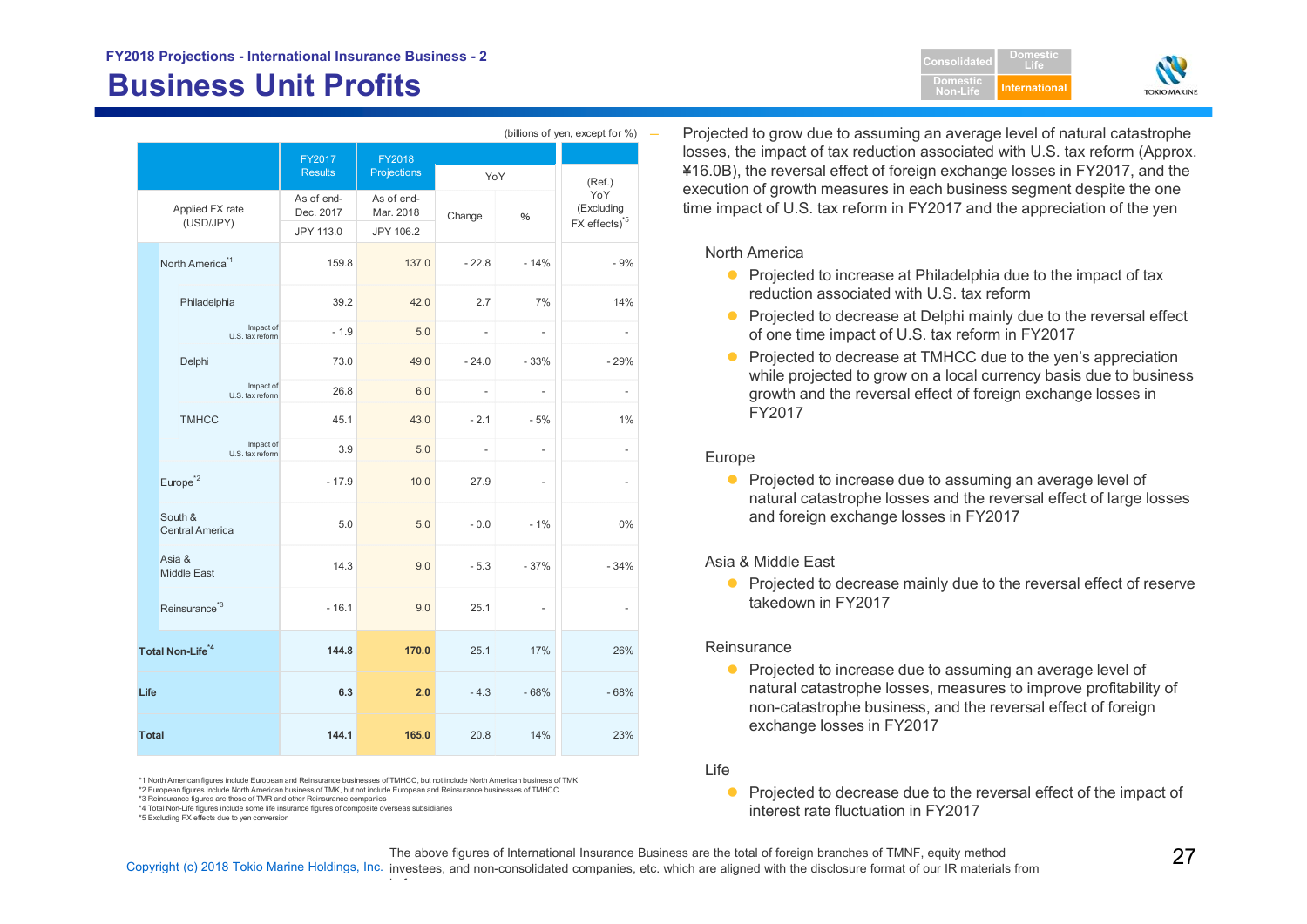FY2018 Projections - International Insurance Business - 2

# Business Unit Profits

(billions of yen, except for %)

| | | FY2017 Results | FY2018 Projections | YoY | | (Ref.) YoY (Excluding FX effects)[*5] |
|---|---|---|---|---|---|---|
| Applied FX rate (USD/JPY) | | As of end-Dec. 2017 | As of end-Mar. 2018 | Change | % | |
| | | JPY 113.0 | JPY 106.2 | | | |
| North America[*1] | | 159.8 | 137.0 | - 22.8 | - 14% | - 9% |
| | Philadelphia | 39.2 | 42.0 | 2.7 | 7% | 14% |
| | Impact of U.S. tax reform | - 1.9 | 5.0 | - | - | - |
| | Delphi | 73.0 | 49.0 | - 24.0 | - 33% | - 29% |
| | Impact of U.S. tax reform | 26.8 | 6.0 | - | - | - |
| | TMHCC | 45.1 | 43.0 | - 2.1 | - 5% | 1% |
| | Impact of U.S. tax reform | 3.9 | 5.0 | - | - | - |
| Europe[*2] | | - 17.9 | 10.0 | 27.9 | - | - |
| South & Central America | | 5.0 | 5.0 | - 0.0 | - 1% | 0% |
| Asia & Middle East | | 14.3 | 9.0 | - 5.3 | - 37% | - 34% |
| Reinsurance[*3] | | - 16.1 | 9.0 | 25.1 | - | - |
| **Total Non-Life[*4]** | | **144.8** | **170.0** | 25.1 | 17% | 26% |
| **Life** | | **6.3** | **2.0** | - 4.3 | - 68% | - 68% |
| **Total** | | **144.1** | **165.0** | 20.8 | 14% | 23% |

*1 North American figures include European and Reinsurance businesses of TMHCC, but not include North American business of TMK
*2 European figures include North American business of TMK, but not include European and Reinsurance businesses of TMHCC
*3 Reinsurance figures are those of TMR and other Reinsurance companies
*4 Total Non-Life figures include some life insurance figures of composite overseas subsidiaries
*5 Excluding FX effects due to yen conversion

– Projected to grow due to assuming an average level of natural catastrophe losses, the impact of tax reduction associated with U.S. tax reform (Approx. ¥16.0B), the reversal effect of foreign exchange losses in FY2017, and the execution of growth measures in each business segment despite the one time impact of U.S. tax reform in FY2017 and the appreciation of the yen

North America

- Projected to increase at Philadelphia due to the impact of tax reduction associated with U.S. tax reform
- Projected to decrease at Delphi mainly due to the reversal effect of one time impact of U.S. tax reform in FY2017
- Projected to decrease at TMHCC due to the yen's appreciation while projected to grow on a local currency basis due to business growth and the reversal effect of foreign exchange losses in FY2017

Europe

- Projected to increase due to assuming an average level of natural catastrophe losses and the reversal effect of large losses and foreign exchange losses in FY2017

Asia & Middle East

- Projected to decrease mainly due to the reversal effect of reserve takedown in FY2017

Reinsurance

- Projected to increase due to assuming an average level of natural catastrophe losses, measures to improve profitability of non-catastrophe business, and the reversal effect of foreign exchange losses in FY2017

Life

- Projected to decrease due to the reversal effect of the impact of interest rate fluctuation in FY2017

The above figures of International Insurance Business are the total of foreign branches of TMNF, equity method investees, and non-consolidated companies, etc. which are aligned with the disclosure format of our IR materials from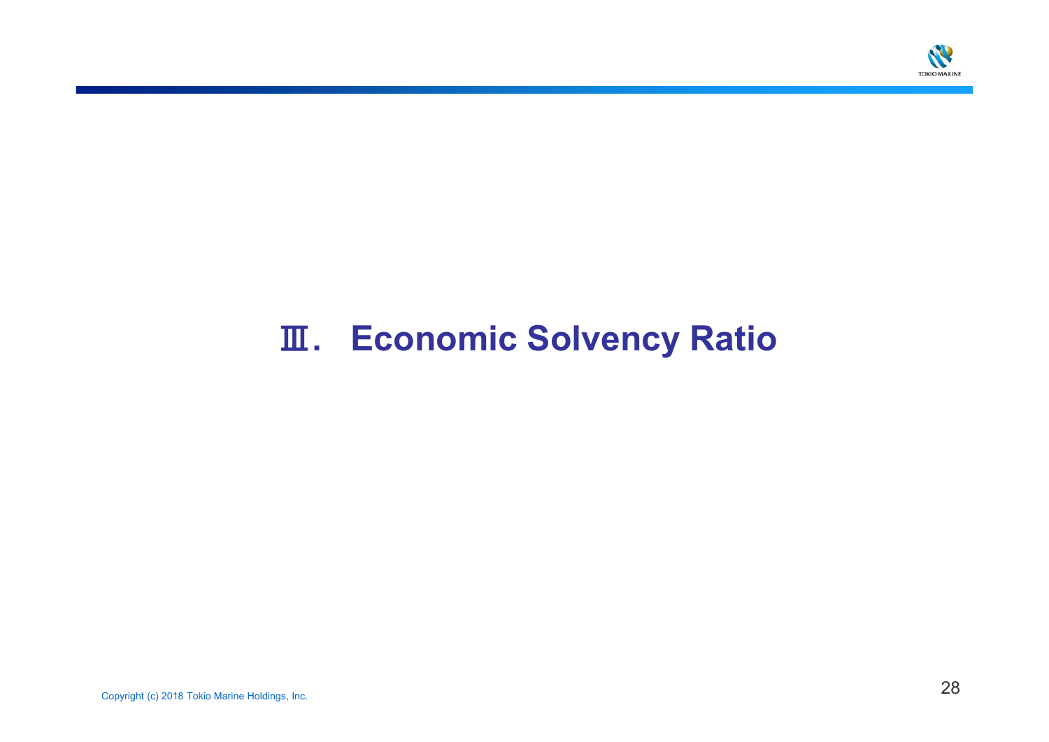# Ⅲ. Economic Solvency Ratio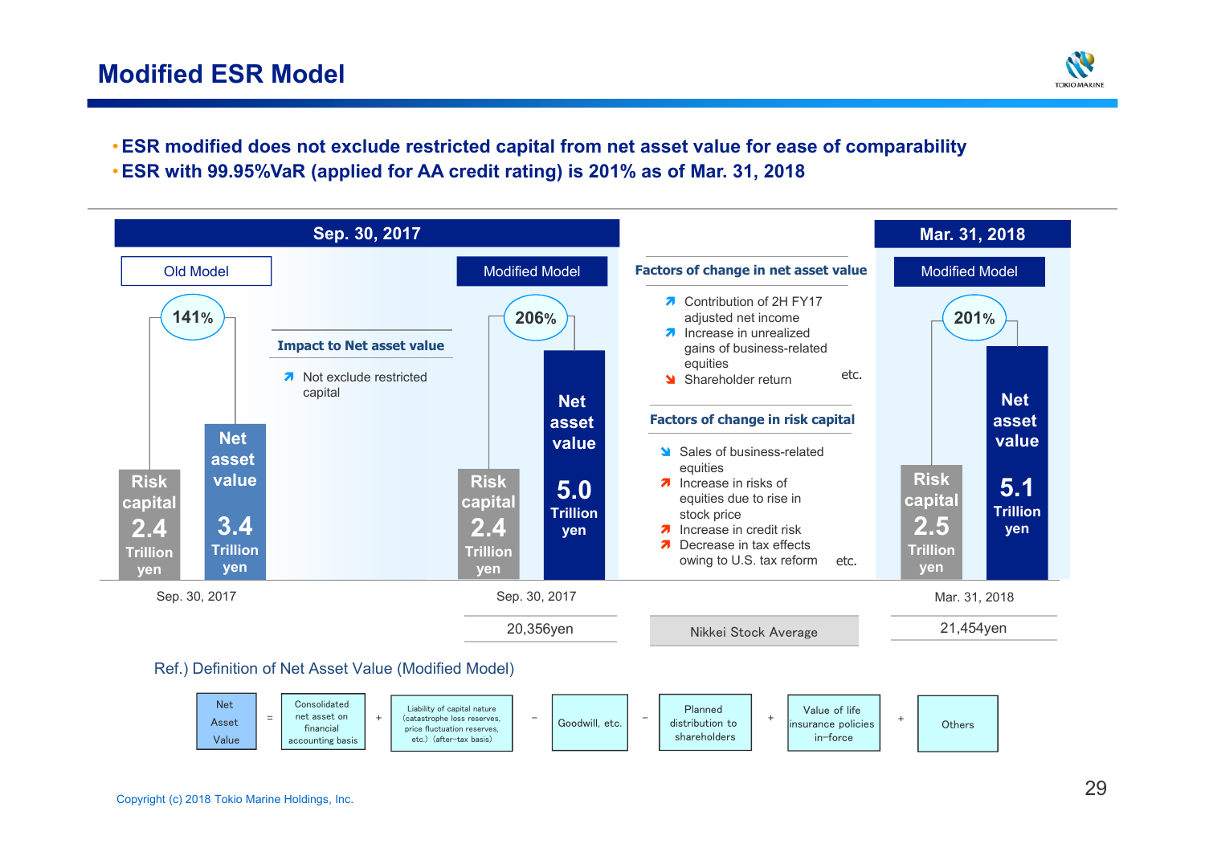# Modified ESR Model

- ESR modified does not exclude restricted capital from net asset value for ease of comparability
- ESR with 99.95%VaR (applied for AA credit rating) is 201% as of Mar. 31, 2018

## Sep. 30, 2017

| | Old Model | Modified Model |
|---|---|---|
| ESR | 141% | 206% |
| Risk capital | 2.4 Trillion yen | 2.4 Trillion yen |
| Net asset value | 3.4 Trillion yen | 5.0 Trillion yen |

**Impact to Net asset value**

- ↗ Not exclude restricted capital

## Mar. 31, 2018

| | Modified Model |
|---|---|
| ESR | 201% |
| Risk capital | 2.5 Trillion yen |
| Net asset value | 5.1 Trillion yen |

**Factors of change in net asset value**

- ↗ Contribution of 2H FY17 adjusted net income
- ↗ Increase in unrealized gains of business-related equities
- ↘ Shareholder return

etc.

**Factors of change in risk capital**

- ↘ Sales of business-related equities
- ↗ Increase in risks of equities due to rise in stock price
- ↗ Increase in credit risk
- ↗ Decrease in tax effects owing to U.S. tax reform

etc.

| | Sep. 30, 2017 | Mar. 31, 2018 |
|---|---|---|
| Nikkei Stock Average | 20,356yen | 21,454yen |

**Ref.) Definition of Net Asset Value (Modified Model)**

Net Asset Value = Consolidated net asset on financial accounting basis + Liability of capital nature (catastrophe loss reserves, price fluctuation reserves, etc.) (after-tax basis) − Goodwill, etc. − Planned distribution to shareholders + Value of life insurance policies in-force + Others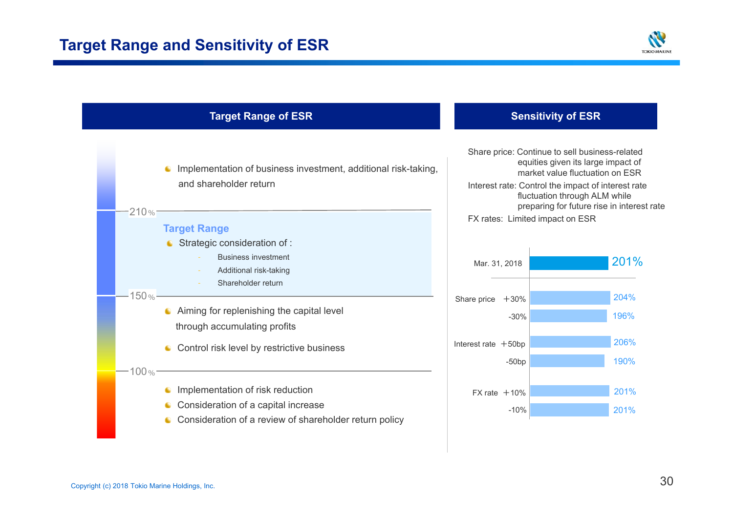# Target Range and Sensitivity of ESR

## Target Range of ESR

- Implementation of business investment, additional risk-taking, and shareholder return

210%

**Target Range**

- Strategic consideration of :
  - Business investment
  - Additional risk-taking
  - Shareholder return

150%

- Aiming for replenishing the capital level through accumulating profits
- Control risk level by restrictive business

100%

- Implementation of risk reduction
- Consideration of a capital increase
- Consideration of a review of shareholder return policy

## Sensitivity of ESR

Share price: Continue to sell business-related equities given its large impact of market value fluctuation on ESR

Interest rate: Control the impact of interest rate fluctuation through ALM while preparing for future rise in interest rate

FX rates: Limited impact on ESR

| | | ESR |
|---|---|---|
| Mar. 31, 2018 | | 201% |
| Share price | +30% | 204% |
| | -30% | 196% |
| Interest rate | +50bp | 206% |
| | -50bp | 190% |
| FX rate | +10% | 201% |
| | -10% | 201% |

Copyright (c) 2018 Tokio Marine Holdings, Inc.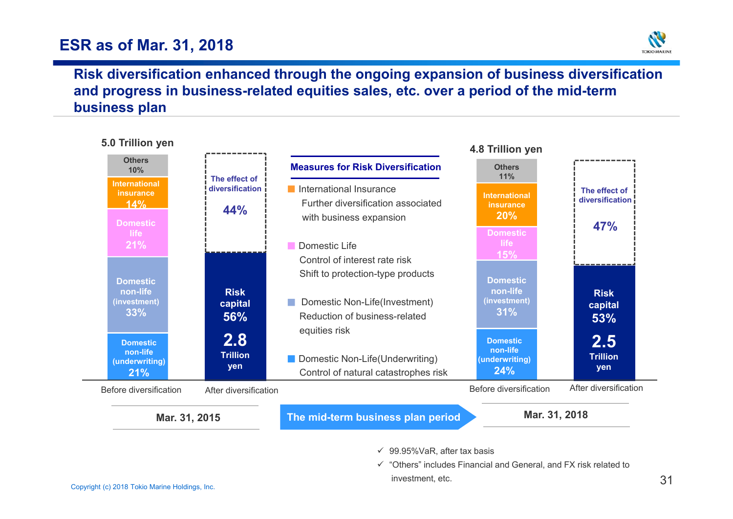# ESR as of Mar. 31, 2018

## Risk diversification enhanced through the ongoing expansion of business diversification and progress in business-related equities sales, etc. over a period of the mid-term business plan

| | Mar. 31, 2015 Before diversification | Mar. 31, 2018 Before diversification |
|---|---|---|
| Total | 5.0 Trillion yen | 4.8 Trillion yen |
| Others | 10% | 11% |
| International insurance | 14% | 20% |
| Domestic life | 21% | 15% |
| Domestic non-life (investment) | 33% | 31% |
| Domestic non-life (underwriting) | 21% | 24% |

| | Mar. 31, 2015 After diversification | Mar. 31, 2018 After diversification |
|---|---|---|
| The effect of diversification | 44% | 47% |
| Risk capital | 56% | 53% |
| Risk capital amount | 2.8 Trillion yen | 2.5 Trillion yen |

**The mid-term business plan period**

### Measures for Risk Diversification

- **International Insurance**
  Further diversification associated with business expansion
- **Domestic Life**
  Control of interest rate risk
  Shift to protection-type products
- **Domestic Non-Life(Investment)**
  Reduction of business-related equities risk
- **Domestic Non-Life(Underwriting)**
  Control of natural catastrophes risk

✓ 99.95%VaR, after tax basis

✓ "Others" includes Financial and General, and FX risk related to investment, etc.

Copyright (c) 2018 Tokio Marine Holdings, Inc.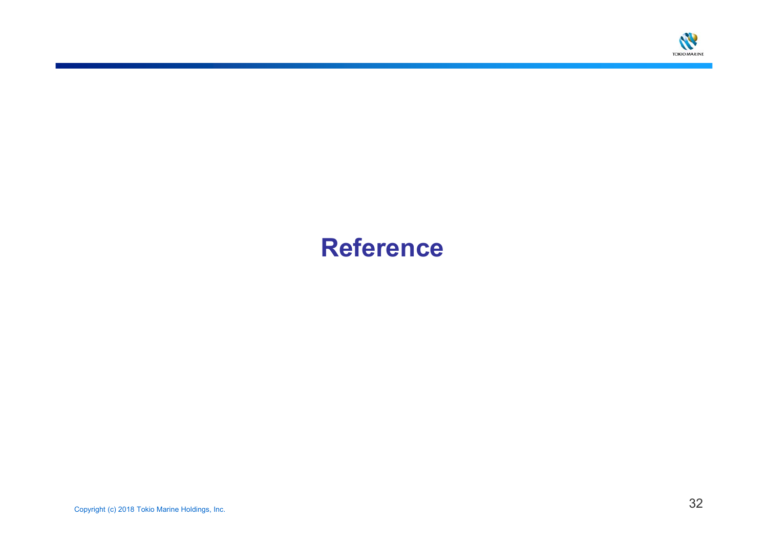# Reference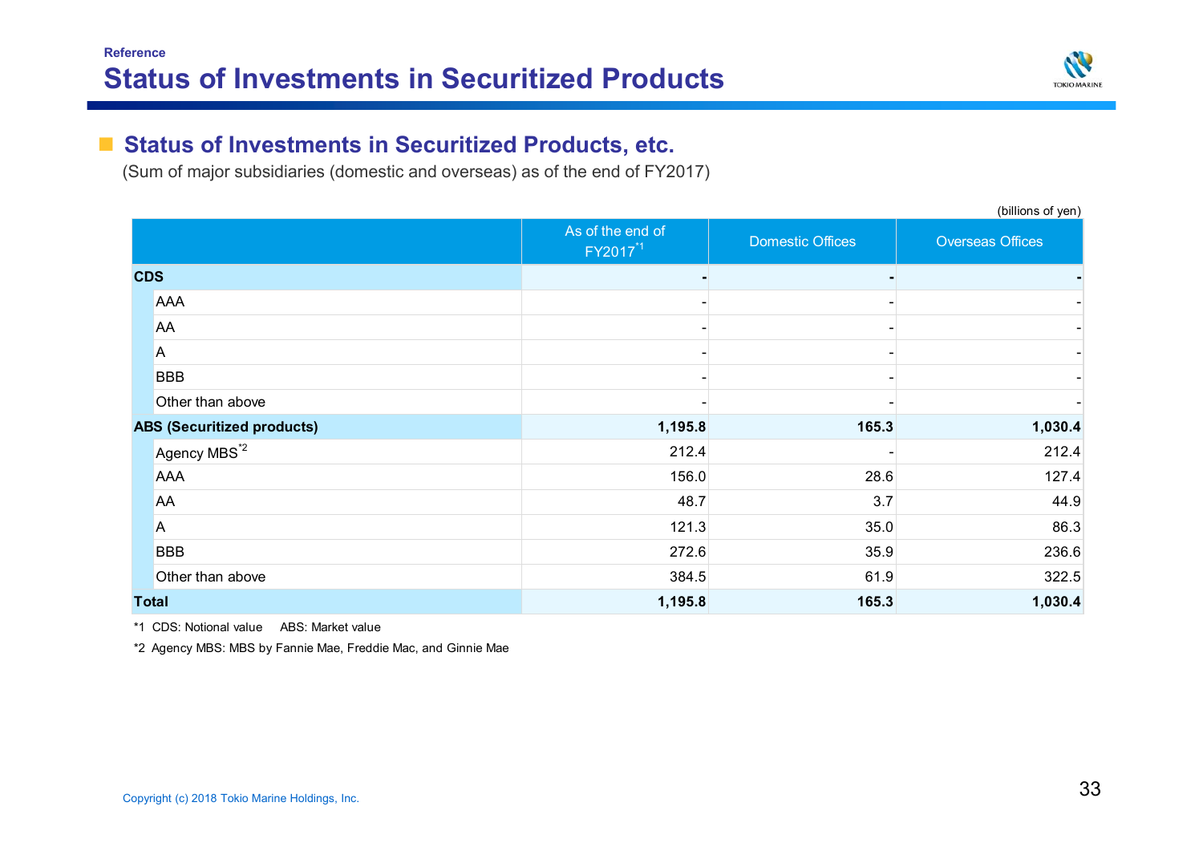Reference

# Status of Investments in Securitized Products

## Status of Investments in Securitized Products, etc.

(Sum of major subsidiaries (domestic and overseas) as of the end of FY2017)

(billions of yen)

| | As of the end of FY2017[*1] | Domestic Offices | Overseas Offices |
|---|---|---|---|
| **CDS** | **-** | **-** | **-** |
| AAA | - | - | - |
| AA | - | - | - |
| A | - | - | - |
| BBB | - | - | - |
| Other than above | - | - | - |
| **ABS (Securitized products)** | **1,195.8** | **165.3** | **1,030.4** |
| Agency MBS[*2] | 212.4 | - | 212.4 |
| AAA | 156.0 | 28.6 | 127.4 |
| AA | 48.7 | 3.7 | 44.9 |
| A | 121.3 | 35.0 | 86.3 |
| BBB | 272.6 | 35.9 | 236.6 |
| Other than above | 384.5 | 61.9 | 322.5 |
| **Total** | **1,195.8** | **165.3** | **1,030.4** |

*1 CDS: Notional value　ABS: Market value

*2 Agency MBS: MBS by Fannie Mae, Freddie Mac, and Ginnie Mae

Copyright (c) 2018 Tokio Marine Holdings, Inc.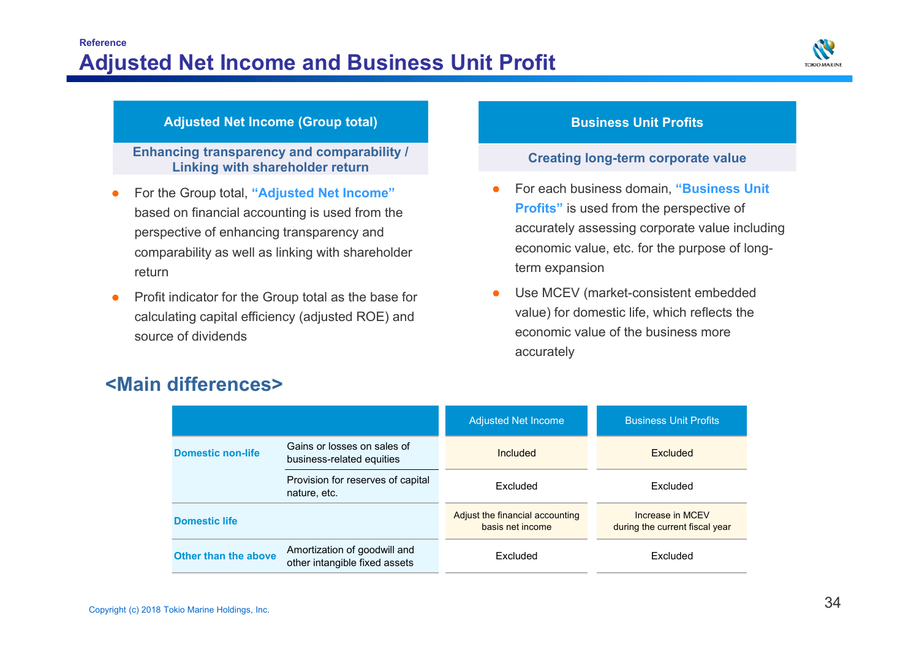Reference

# Adjusted Net Income and Business Unit Profit

## Adjusted Net Income (Group total)

**Enhancing transparency and comparability / Linking with shareholder return**

- For the Group total, **"Adjusted Net Income"** based on financial accounting is used from the perspective of enhancing transparency and comparability as well as linking with shareholder return
- Profit indicator for the Group total as the base for calculating capital efficiency (adjusted ROE) and source of dividends

## Business Unit Profits

**Creating long-term corporate value**

- For each business domain, **"Business Unit Profits"** is used from the perspective of accurately assessing corporate value including economic value, etc. for the purpose of long-term expansion
- Use MCEV (market-consistent embedded value) for domestic life, which reflects the economic value of the business more accurately

## <Main differences>

| | | Adjusted Net Income | Business Unit Profits |
|---|---|---|---|
| **Domestic non-life** | Gains or losses on sales of business-related equities | Included | Excluded |
| | Provision for reserves of capital nature, etc. | Excluded | Excluded |
| **Domestic life** | | Adjust the financial accounting basis net income | Increase in MCEV during the current fiscal year |
| **Other than the above** | Amortization of goodwill and other intangible fixed assets | Excluded | Excluded |

Copyright (c) 2018 Tokio Marine Holdings, Inc.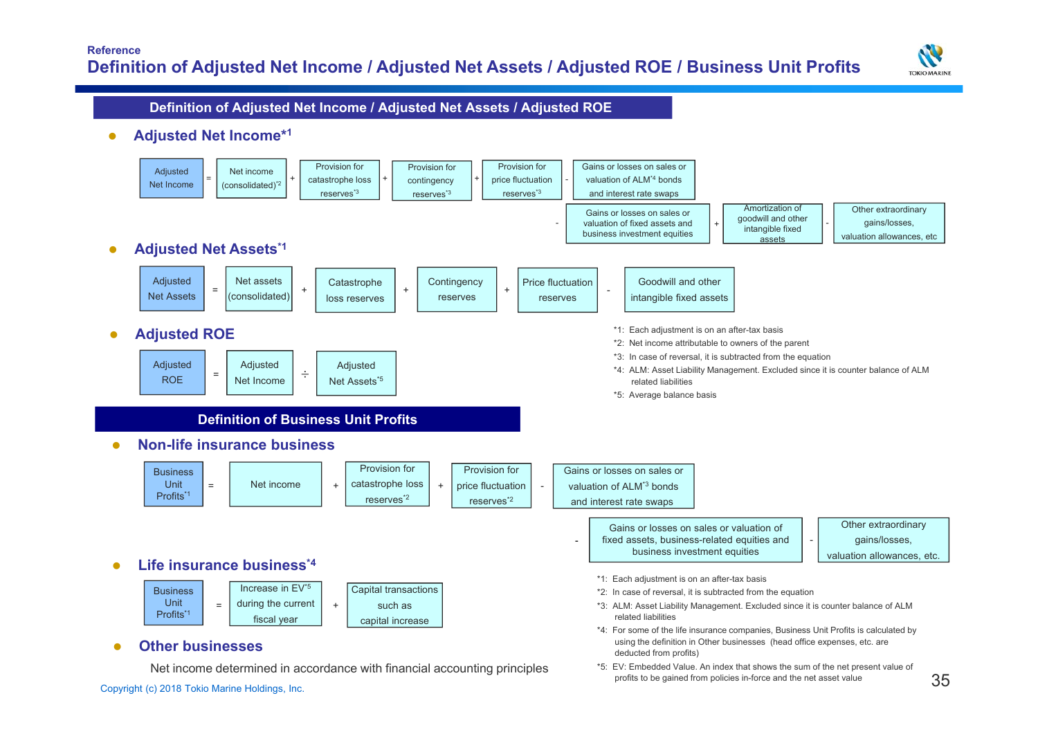Reference

# Definition of Adjusted Net Income / Adjusted Net Assets / Adjusted ROE / Business Unit Profits

## Definition of Adjusted Net Income / Adjusted Net Assets / Adjusted ROE

### ● Adjusted Net Income*1

Adjusted Net Income = Net income (consolidated)*2 + Provision for catastrophe loss reserves*3 + Provision for contingency reserves*3 + Provision for price fluctuation reserves*3 - Gains or losses on sales or valuation of ALM*4 bonds and interest rate swaps - Gains or losses on sales or valuation of fixed assets and business investment equities + Amortization of goodwill and other intangible fixed assets - Other extraordinary gains/losses, valuation allowances, etc

### ● Adjusted Net Assets*1

Adjusted Net Assets = Net assets (consolidated) + Catastrophe loss reserves + Contingency reserves + Price fluctuation reserves - Goodwill and other intangible fixed assets

### ● Adjusted ROE

Adjusted ROE = Adjusted Net Income ÷ Adjusted Net Assets*5

*1: Each adjustment is on an after-tax basis
*2: Net income attributable to owners of the parent
*3: In case of reversal, it is subtracted from the equation
*4: ALM: Asset Liability Management. Excluded since it is counter balance of ALM related liabilities
*5: Average balance basis

## Definition of Business Unit Profits

### ● Non-life insurance business

Business Unit Profits*1 = Net income + Provision for catastrophe loss reserves*2 + Provision for price fluctuation reserves*2 - Gains or losses on sales or valuation of ALM*3 bonds and interest rate swaps - Gains or losses on sales or valuation of fixed assets, business-related equities and business investment equities - Other extraordinary gains/losses, valuation allowances, etc.

### ● Life insurance business*4

Business Unit Profits*1 = Increase in EV*5 during the current fiscal year + Capital transactions such as capital increase

### ● Other businesses

Net income determined in accordance with financial accounting principles

*1: Each adjustment is on an after-tax basis
*2: In case of reversal, it is subtracted from the equation
*3: ALM: Asset Liability Management. Excluded since it is counter balance of ALM related liabilities
*4: For some of the life insurance companies, Business Unit Profits is calculated by using the definition in Other businesses (head office expenses, etc. are deducted from profits)
*5: EV: Embedded Value. An index that shows the sum of the net present value of profits to be gained from policies in-force and the net asset value

Copyright (c) 2018 Tokio Marine Holdings, Inc.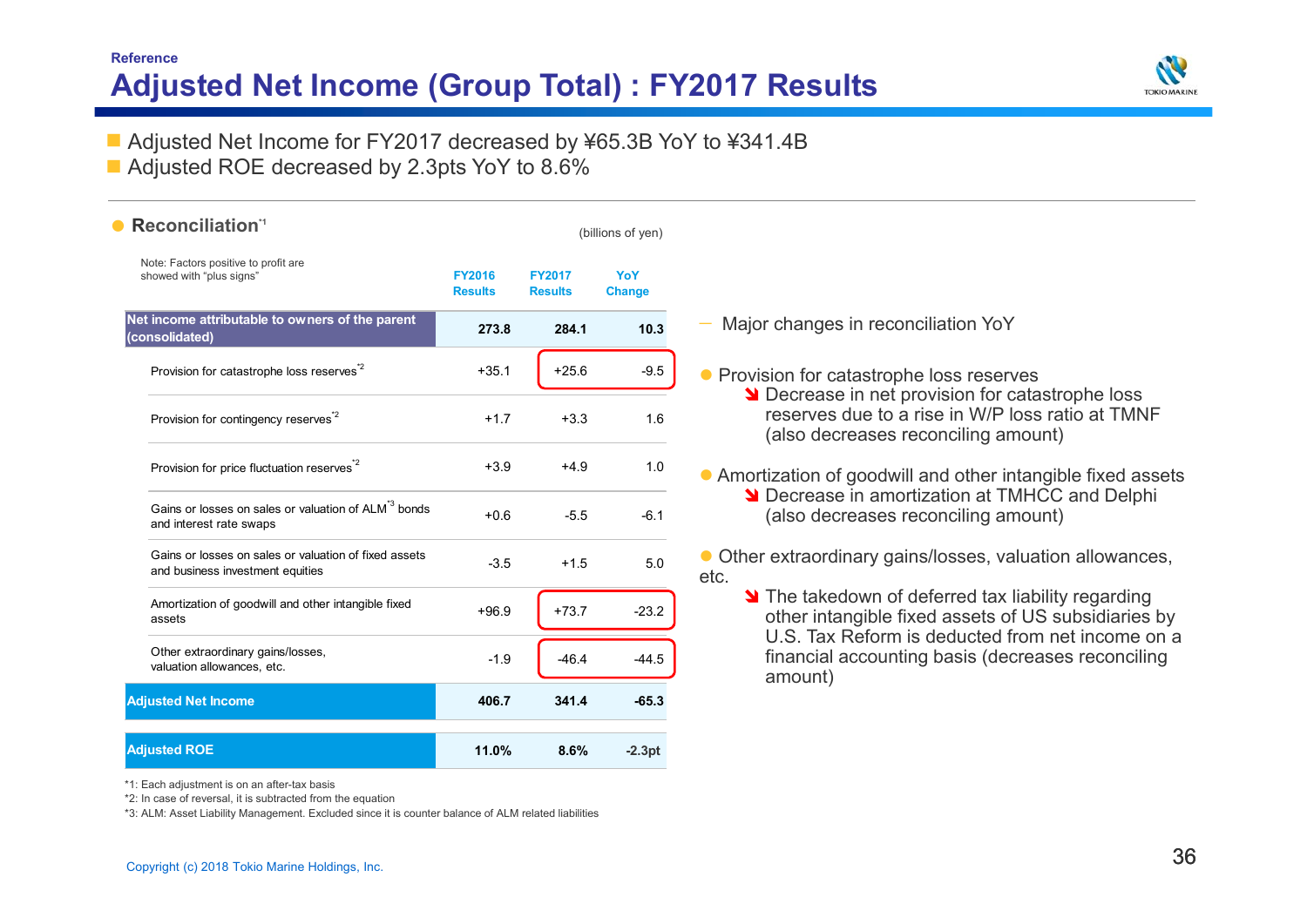Reference

# Adjusted Net Income (Group Total) : FY2017 Results

- Adjusted Net Income for FY2017 decreased by ¥65.3B YoY to ¥341.4B
- Adjusted ROE decreased by 2.3pts YoY to 8.6%

## Reconciliation[*1]

Note: Factors positive to profit are showed with "plus signs"

(billions of yen)

| | FY2016 Results | FY2017 Results | YoY Change |
|---|---|---|---|
| **Net income attributable to owners of the parent (consolidated)** | **273.8** | **284.1** | **10.3** |
| Provision for catastrophe loss reserves[*2] | +35.1 | +25.6 | -9.5 |
| Provision for contingency reserves[*2] | +1.7 | +3.3 | 1.6 |
| Provision for price fluctuation reserves[*2] | +3.9 | +4.9 | 1.0 |
| Gains or losses on sales or valuation of ALM[*3] bonds and interest rate swaps | +0.6 | -5.5 | -6.1 |
| Gains or losses on sales or valuation of fixed assets and business investment equities | -3.5 | +1.5 | 5.0 |
| Amortization of goodwill and other intangible fixed assets | +96.9 | +73.7 | -23.2 |
| Other extraordinary gains/losses, valuation allowances, etc. | -1.9 | -46.4 | -44.5 |
| **Adjusted Net Income** | **406.7** | **341.4** | **-65.3** |
| **Adjusted ROE** | **11.0%** | **8.6%** | **-2.3pt** |

*1: Each adjustment is on an after-tax basis

*2: In case of reversal, it is subtracted from the equation

*3: ALM: Asset Liability Management. Excluded since it is counter balance of ALM related liabilities

— Major changes in reconciliation YoY

- Provision for catastrophe loss reserves
  - ↘ Decrease in net provision for catastrophe loss reserves due to a rise in W/P loss ratio at TMNF (also decreases reconciling amount)
- Amortization of goodwill and other intangible fixed assets
  - ↘ Decrease in amortization at TMHCC and Delphi (also decreases reconciling amount)
- Other extraordinary gains/losses, valuation allowances, etc.
  - ↘ The takedown of deferred tax liability regarding other intangible fixed assets of US subsidiaries by U.S. Tax Reform is deducted from net income on a financial accounting basis (decreases reconciling amount)

Copyright (c) 2018 Tokio Marine Holdings, Inc.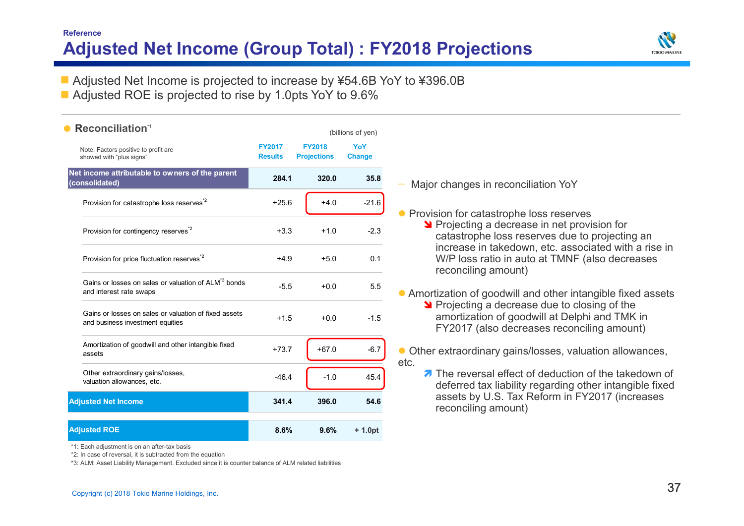Reference

# Adjusted Net Income (Group Total) : FY2018 Projections

- Adjusted Net Income is projected to increase by ¥54.6B YoY to ¥396.0B
- Adjusted ROE is projected to rise by 1.0pts YoY to 9.6%

## Reconciliation[*1]

(billions of yen)

Note: Factors positive to profit are showed with "plus signs"

| | FY2017 Results | FY2018 Projections | YoY Change |
|---|---|---|---|
| **Net income attributable to owners of the parent (consolidated)** | **284.1** | **320.0** | **35.8** |
| Provision for catastrophe loss reserves[*2] | +25.6 | +4.0 | -21.6 |
| Provision for contingency reserves[*2] | +3.3 | +1.0 | -2.3 |
| Provision for price fluctuation reserves[*2] | +4.9 | +5.0 | 0.1 |
| Gains or losses on sales or valuation of ALM[*3] bonds and interest rate swaps | -5.5 | +0.0 | 5.5 |
| Gains or losses on sales or valuation of fixed assets and business investment equities | +1.5 | +0.0 | -1.5 |
| Amortization of goodwill and other intangible fixed assets | +73.7 | +67.0 | -6.7 |
| Other extraordinary gains/losses, valuation allowances, etc. | -46.4 | -1.0 | 45.4 |
| **Adjusted Net Income** | **341.4** | **396.0** | **54.6** |
| **Adjusted ROE** | **8.6%** | **9.6%** | **+ 1.0pt** |

*1: Each adjustment is on an after-tax basis

*2: In case of reversal, it is subtracted from the equation

*3: ALM: Asset Liability Management. Excluded since it is counter balance of ALM related liabilities

— Major changes in reconciliation YoY

- Provision for catastrophe loss reserves
  - ↘ Projecting a decrease in net provision for catastrophe loss reserves due to projecting an increase in takedown, etc. associated with a rise in W/P loss ratio in auto at TMNF (also decreases reconciling amount)
- Amortization of goodwill and other intangible fixed assets
  - ↘ Projecting a decrease due to closing of the amortization of goodwill at Delphi and TMK in FY2017 (also decreases reconciling amount)
- Other extraordinary gains/losses, valuation allowances, etc.
  - ↗ The reversal effect of deduction of the takedown of deferred tax liability regarding other intangible fixed assets by U.S. Tax Reform in FY2017 (increases reconciling amount)

Copyright (c) 2018 Tokio Marine Holdings, Inc.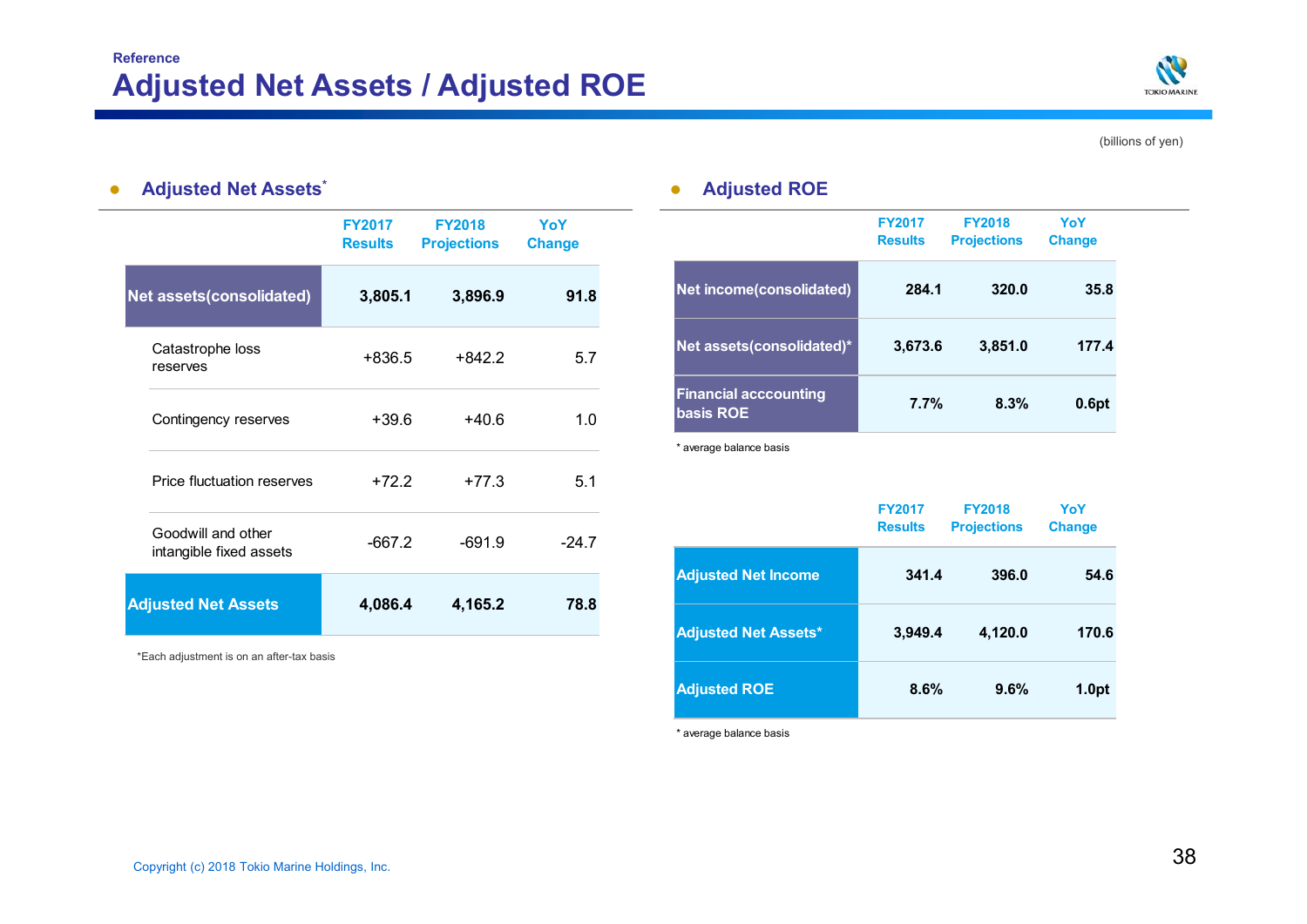Reference

# Adjusted Net Assets / Adjusted ROE

(billions of yen)

## ● Adjusted Net Assets*

| | FY2017 Results | FY2018 Projections | YoY Change |
|---|---|---|---|
| **Net assets(consolidated)** | **3,805.1** | **3,896.9** | **91.8** |
| Catastrophe loss reserves | +836.5 | +842.2 | 5.7 |
| Contingency reserves | +39.6 | +40.6 | 1.0 |
| Price fluctuation reserves | +72.2 | +77.3 | 5.1 |
| Goodwill and other intangible fixed assets | -667.2 | -691.9 | -24.7 |
| **Adjusted Net Assets** | **4,086.4** | **4,165.2** | **78.8** |

*Each adjustment is on an after-tax basis

## ● Adjusted ROE

| | FY2017 Results | FY2018 Projections | YoY Change |
|---|---|---|---|
| **Net income(consolidated)** | **284.1** | **320.0** | **35.8** |
| **Net assets(consolidated)*** | **3,673.6** | **3,851.0** | **177.4** |
| **Financial acccounting basis ROE** | **7.7%** | **8.3%** | **0.6pt** |

* average balance basis

| | FY2017 Results | FY2018 Projections | YoY Change |
|---|---|---|---|
| **Adjusted Net Income** | **341.4** | **396.0** | **54.6** |
| **Adjusted Net Assets*** | **3,949.4** | **4,120.0** | **170.6** |
| **Adjusted ROE** | **8.6%** | **9.6%** | **1.0pt** |

* average balance basis

Copyright (c) 2018 Tokio Marine Holdings, Inc.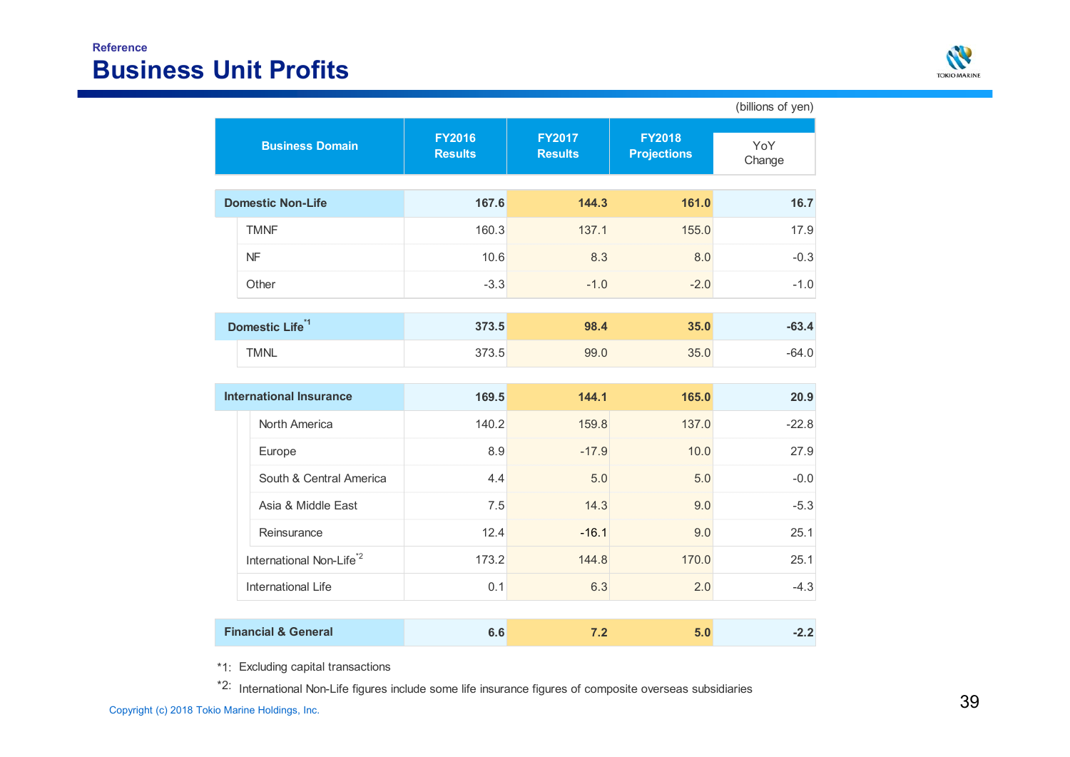Reference

# Business Unit Profits

(billions of yen)

| Business Domain | FY2016 Results | FY2017 Results | FY2018 Projections | YoY Change |
|---|---|---|---|---|
| **Domestic Non-Life** | **167.6** | **144.3** | **161.0** | **16.7** |
| TMNF | 160.3 | 137.1 | 155.0 | 17.9 |
| NF | 10.6 | 8.3 | 8.0 | -0.3 |
| Other | -3.3 | -1.0 | -2.0 | -1.0 |
| **Domestic Life**[*1] | **373.5** | **98.4** | **35.0** | **-63.4** |
| TMNL | 373.5 | 99.0 | 35.0 | -64.0 |
| **International Insurance** | **169.5** | **144.1** | **165.0** | **20.9** |
| North America | 140.2 | 159.8 | 137.0 | -22.8 |
| Europe | 8.9 | -17.9 | 10.0 | 27.9 |
| South & Central America | 4.4 | 5.0 | 5.0 | -0.0 |
| Asia & Middle East | 7.5 | 14.3 | 9.0 | -5.3 |
| Reinsurance | 12.4 | -16.1 | 9.0 | 25.1 |
| International Non-Life[*2] | 173.2 | 144.8 | 170.0 | 25.1 |
| International Life | 0.1 | 6.3 | 2.0 | -4.3 |
| **Financial & General** | **6.6** | **7.2** | **5.0** | **-2.2** |

*1: Excluding capital transactions

*2: International Non-Life figures include some life insurance figures of composite overseas subsidiaries

Copyright (c) 2018 Tokio Marine Holdings, Inc.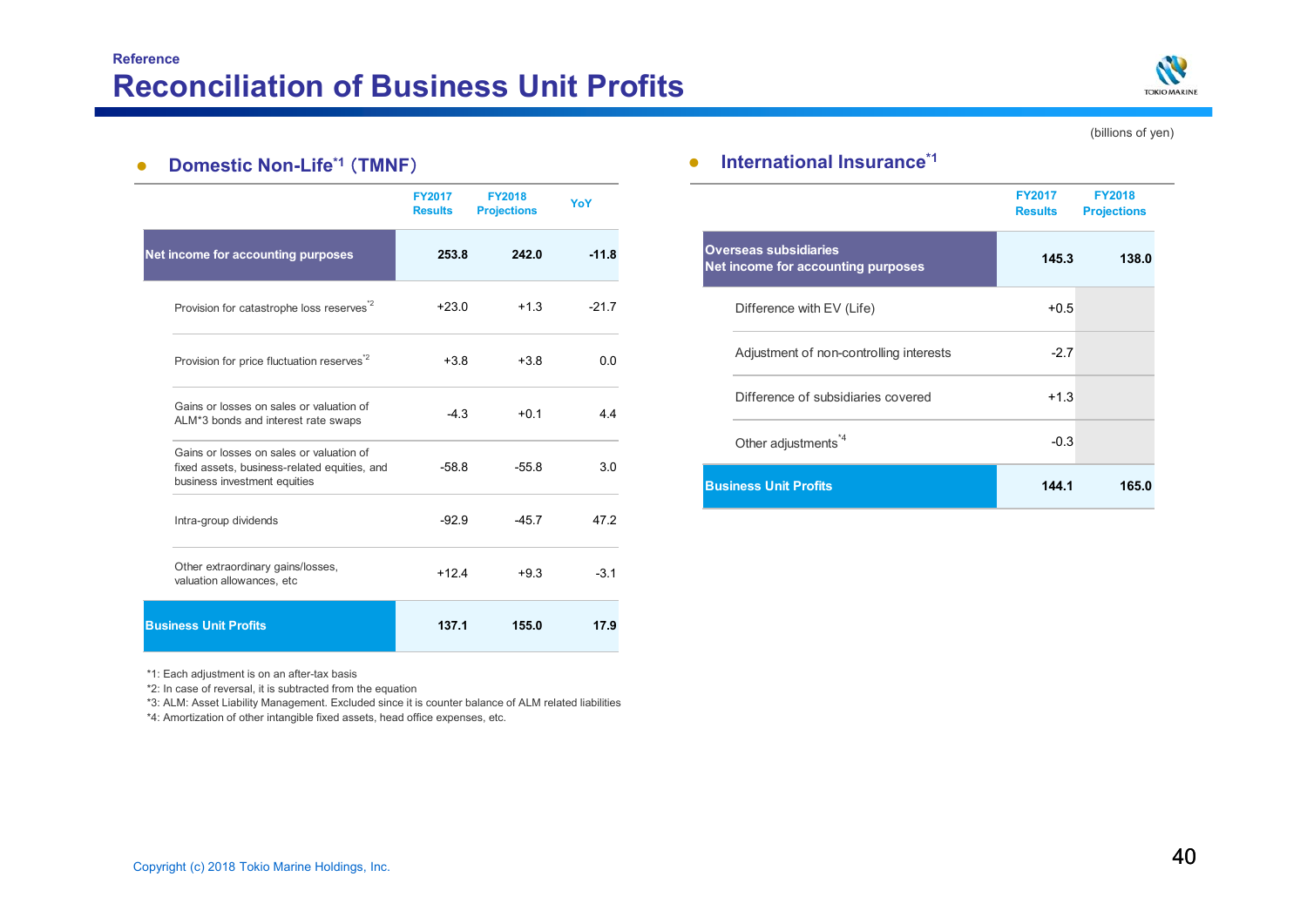Reference

# Reconciliation of Business Unit Profits

(billions of yen)

## Domestic Non-Life[*1] (TMNF)

| | FY2017 Results | FY2018 Projections | YoY |
|---|---|---|---|
| **Net income for accounting purposes** | **253.8** | **242.0** | **-11.8** |
| Provision for catastrophe loss reserves[*2] | +23.0 | +1.3 | -21.7 |
| Provision for price fluctuation reserves[*2] | +3.8 | +3.8 | 0.0 |
| Gains or losses on sales or valuation of ALM*3 bonds and interest rate swaps | -4.3 | +0.1 | 4.4 |
| Gains or losses on sales or valuation of fixed assets, business-related equities, and business investment equities | -58.8 | -55.8 | 3.0 |
| Intra-group dividends | -92.9 | -45.7 | 47.2 |
| Other extraordinary gains/losses, valuation allowances, etc | +12.4 | +9.3 | -3.1 |
| **Business Unit Profits** | **137.1** | **155.0** | **17.9** |

## International Insurance[*1]

| | FY2017 Results | FY2018 Projections |
|---|---|---|
| **Overseas subsidiaries Net income for accounting purposes** | **145.3** | **138.0** |
| Difference with EV (Life) | +0.5 | |
| Adjustment of non-controlling interests | -2.7 | |
| Difference of subsidiaries covered | +1.3 | |
| Other adjustments[*4] | -0.3 | |
| **Business Unit Profits** | **144.1** | **165.0** |

*1: Each adjustment is on an after-tax basis
*2: In case of reversal, it is subtracted from the equation
*3: ALM: Asset Liability Management. Excluded since it is counter balance of ALM related liabilities
*4: Amortization of other intangible fixed assets, head office expenses, etc.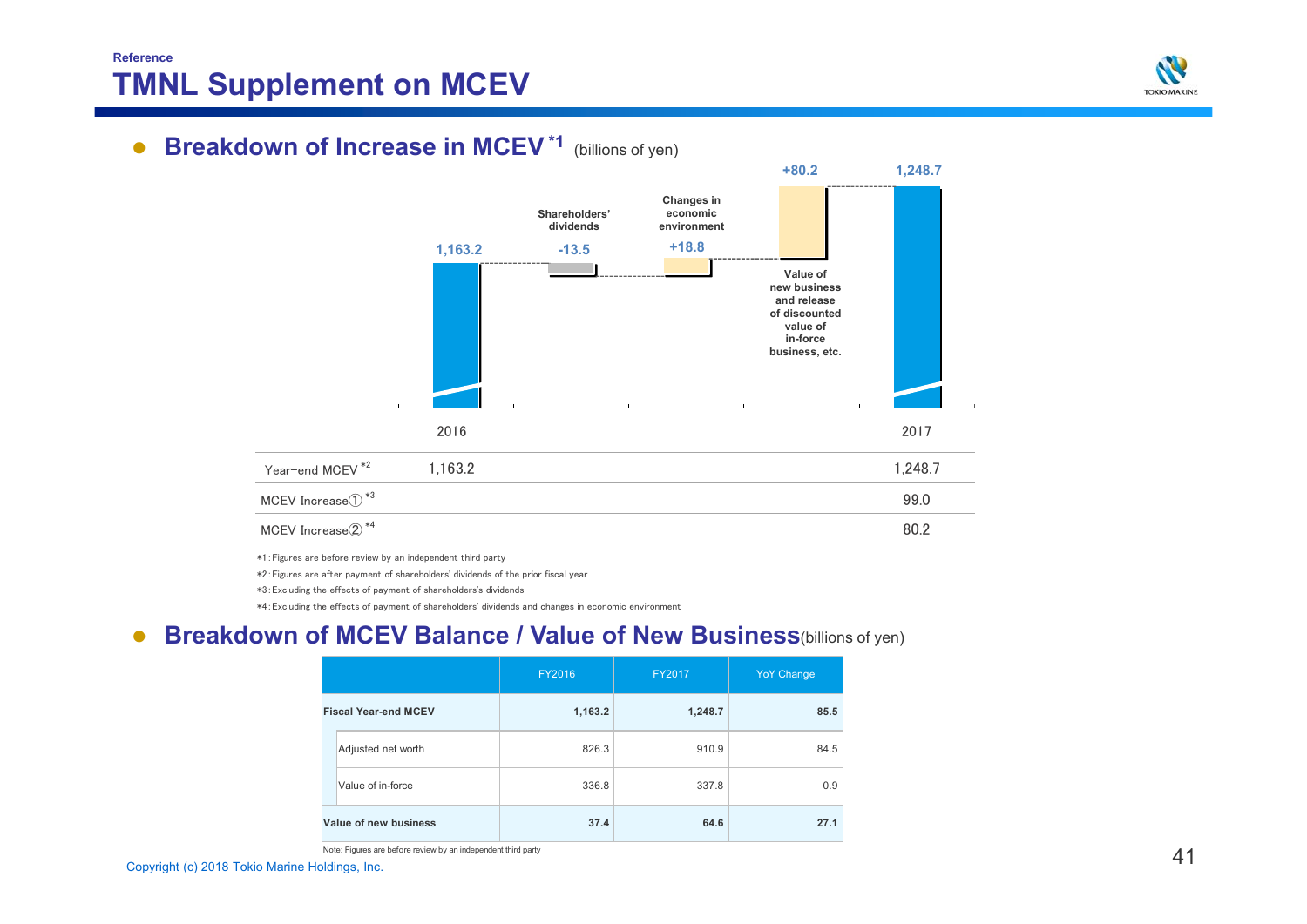Reference

# TMNL Supplement on MCEV

## Breakdown of Increase in MCEV [*1] (billions of yen)

| | 2016 | Shareholders' dividends | Changes in economic environment | Value of new business and release of discounted value of in-force business, etc. | 2017 |
|---|---|---|---|---|---|
| | 1,163.2 | -13.5 | +18.8 | +80.2 | 1,248.7 |

| | 2016 | 2017 |
|---|---|---|
| Year-end MCEV [*2] | 1,163.2 | 1,248.7 |
| MCEV Increase① [*3] | | 99.0 |
| MCEV Increase② [*4] | | 80.2 |

*1:Figures are before review by an independent third party

*2:Figures are after payment of shareholders' dividends of the prior fiscal year

*3:Excluding the effects of payment of shareholders's dividends

*4:Excluding the effects of payment of shareholders' dividends and changes in economic environment

## Breakdown of MCEV Balance / Value of New Business (billions of yen)

| | FY2016 | FY2017 | YoY Change |
|---|---|---|---|
| **Fiscal Year-end MCEV** | **1,163.2** | **1,248.7** | **85.5** |
| Adjusted net worth | 826.3 | 910.9 | 84.5 |
| Value of in-force | 336.8 | 337.8 | 0.9 |
| **Value of new business** | **37.4** | **64.6** | **27.1** |

Note: Figures are before review by an independent third party

Copyright (c) 2018 Tokio Marine Holdings, Inc.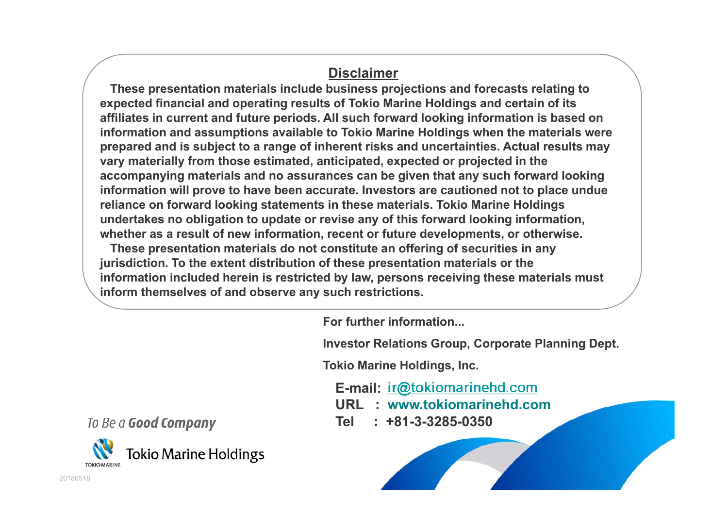## Disclaimer

These presentation materials include business projections and forecasts relating to expected financial and operating results of Tokio Marine Holdings and certain of its affiliates in current and future periods. All such forward looking information is based on information and assumptions available to Tokio Marine Holdings when the materials were prepared and is subject to a range of inherent risks and uncertainties. Actual results may vary materially from those estimated, anticipated, expected or projected in the accompanying materials and no assurances can be given that any such forward looking information will prove to have been accurate. Investors are cautioned not to place undue reliance on forward looking statements in these materials. Tokio Marine Holdings undertakes no obligation to update or revise any of this forward looking information, whether as a result of new information, recent or future developments, or otherwise.

These presentation materials do not constitute an offering of securities in any jurisdiction. To the extent distribution of these presentation materials or the information included herein is restricted by law, persons receiving these materials must inform themselves of and observe any such restrictions.

**For further information...**

**Investor Relations Group, Corporate Planning Dept.**

**Tokio Marine Holdings, Inc.**

**E-mail:** ir@tokiomarinehd.com
**URL :** www.tokiomarinehd.com
**Tel :** +81-3-3285-0350

*To Be a Good Company*

Tokio Marine Holdings

20180518